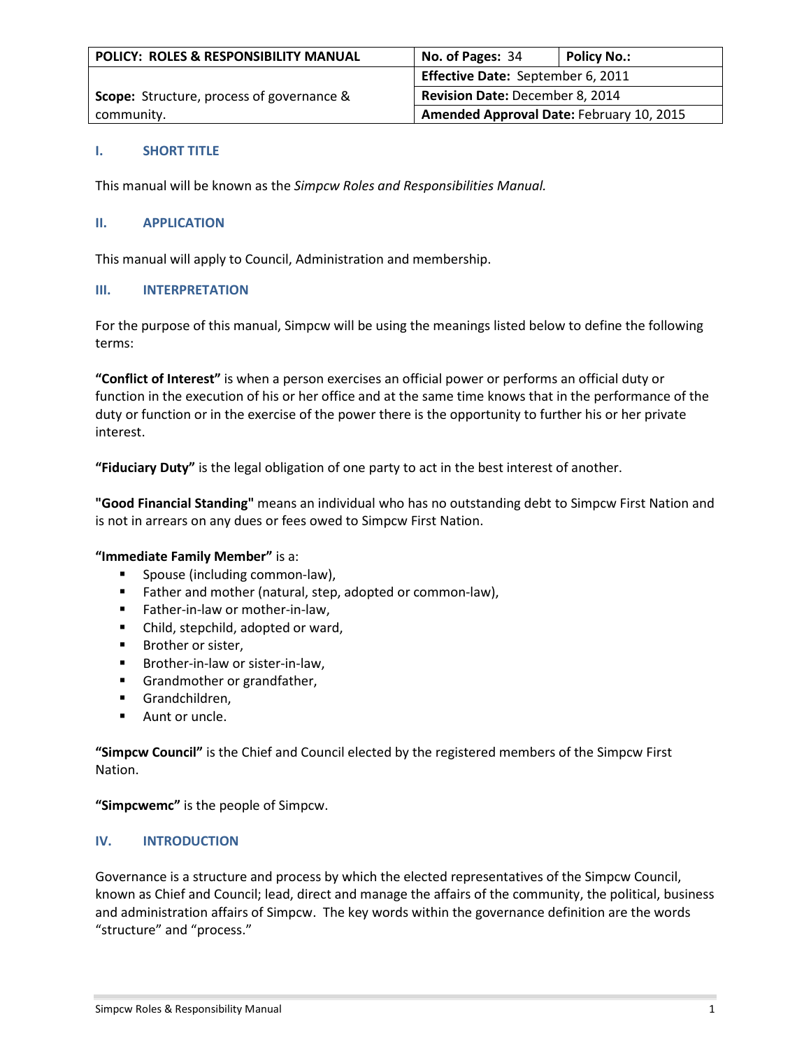| POLICY: ROLES & RESPONSIBILITY MANUAL | No. of Pages: 34 | Policy No.: |
|---|---|---|
| Scope: Structure, process of governance & community. | Effective Date: September 6, 2011 | |
| | Revision Date: December 8, 2014 | |
| | Amended Approval Date: February 10, 2015 | |

## I. SHORT TITLE

This manual will be known as the *Simpcw Roles and Responsibilities Manual.*

## II. APPLICATION

This manual will apply to Council, Administration and membership.

## III. INTERPRETATION

For the purpose of this manual, Simpcw will be using the meanings listed below to define the following terms:

**"Conflict of Interest"** is when a person exercises an official power or performs an official duty or function in the execution of his or her office and at the same time knows that in the performance of the duty or function or in the exercise of the power there is the opportunity to further his or her private interest.

**"Fiduciary Duty"** is the legal obligation of one party to act in the best interest of another.

**"Good Financial Standing"** means an individual who has no outstanding debt to Simpcw First Nation and is not in arrears on any dues or fees owed to Simpcw First Nation.

**"Immediate Family Member"** is a:

- Spouse (including common-law),
- Father and mother (natural, step, adopted or common-law),
- Father-in-law or mother-in-law,
- Child, stepchild, adopted or ward,
- Brother or sister,
- Brother-in-law or sister-in-law,
- Grandmother or grandfather,
- Grandchildren,
- Aunt or uncle.

**"Simpcw Council"** is the Chief and Council elected by the registered members of the Simpcw First Nation.

**"Simpcwemc"** is the people of Simpcw.

## IV. INTRODUCTION

Governance is a structure and process by which the elected representatives of the Simpcw Council, known as Chief and Council; lead, direct and manage the affairs of the community, the political, business and administration affairs of Simpcw. The key words within the governance definition are the words "structure" and "process."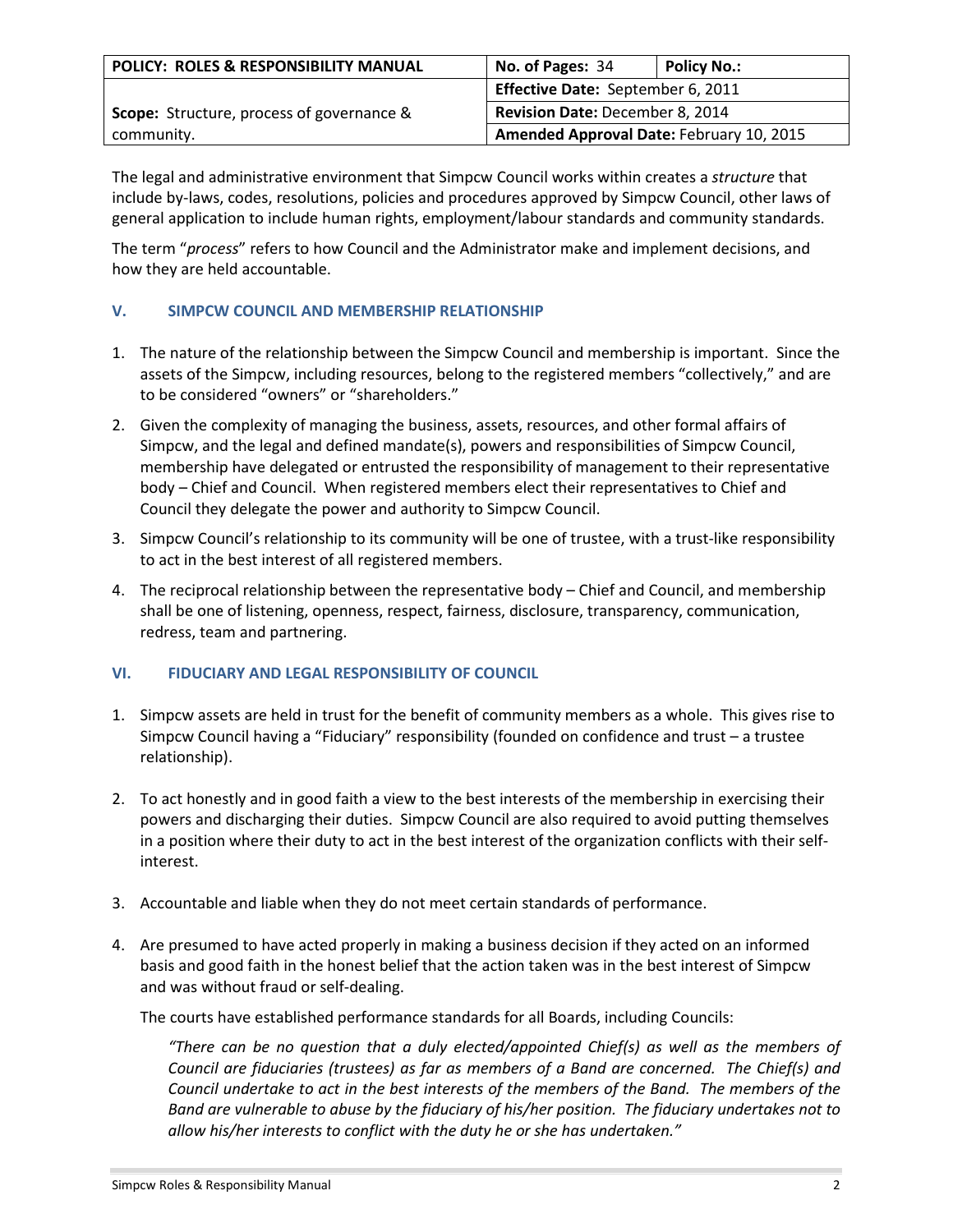| POLICY: ROLES & RESPONSIBILITY MANUAL | No. of Pages: 34 | Policy No.: |
| --- | --- | --- |
| **Scope:** Structure, process of governance & community. | **Effective Date:** September 6, 2011 | |
| | **Revision Date:** December 8, 2014 | |
| | **Amended Approval Date:** February 10, 2015 | |

The legal and administrative environment that Simpcw Council works within creates a *structure* that include by-laws, codes, resolutions, policies and procedures approved by Simpcw Council, other laws of general application to include human rights, employment/labour standards and community standards.

The term "*process*" refers to how Council and the Administrator make and implement decisions, and how they are held accountable.

## V. SIMPCW COUNCIL AND MEMBERSHIP RELATIONSHIP

1. The nature of the relationship between the Simpcw Council and membership is important. Since the assets of the Simpcw, including resources, belong to the registered members "collectively," and are to be considered "owners" or "shareholders."
2. Given the complexity of managing the business, assets, resources, and other formal affairs of Simpcw, and the legal and defined mandate(s), powers and responsibilities of Simpcw Council, membership have delegated or entrusted the responsibility of management to their representative body – Chief and Council. When registered members elect their representatives to Chief and Council they delegate the power and authority to Simpcw Council.
3. Simpcw Council's relationship to its community will be one of trustee, with a trust-like responsibility to act in the best interest of all registered members.
4. The reciprocal relationship between the representative body – Chief and Council, and membership shall be one of listening, openness, respect, fairness, disclosure, transparency, communication, redress, team and partnering.

## VI. FIDUCIARY AND LEGAL RESPONSIBILITY OF COUNCIL

1. Simpcw assets are held in trust for the benefit of community members as a whole. This gives rise to Simpcw Council having a "Fiduciary" responsibility (founded on confidence and trust – a trustee relationship).
2. To act honestly and in good faith a view to the best interests of the membership in exercising their powers and discharging their duties. Simpcw Council are also required to avoid putting themselves in a position where their duty to act in the best interest of the organization conflicts with their self-interest.
3. Accountable and liable when they do not meet certain standards of performance.
4. Are presumed to have acted properly in making a business decision if they acted on an informed basis and good faith in the honest belief that the action taken was in the best interest of Simpcw and was without fraud or self-dealing.

   The courts have established performance standards for all Boards, including Councils:

   > *"There can be no question that a duly elected/appointed Chief(s) as well as the members of Council are fiduciaries (trustees) as far as members of a Band are concerned. The Chief(s) and Council undertake to act in the best interests of the members of the Band. The members of the Band are vulnerable to abuse by the fiduciary of his/her position. The fiduciary undertakes not to allow his/her interests to conflict with the duty he or she has undertaken."*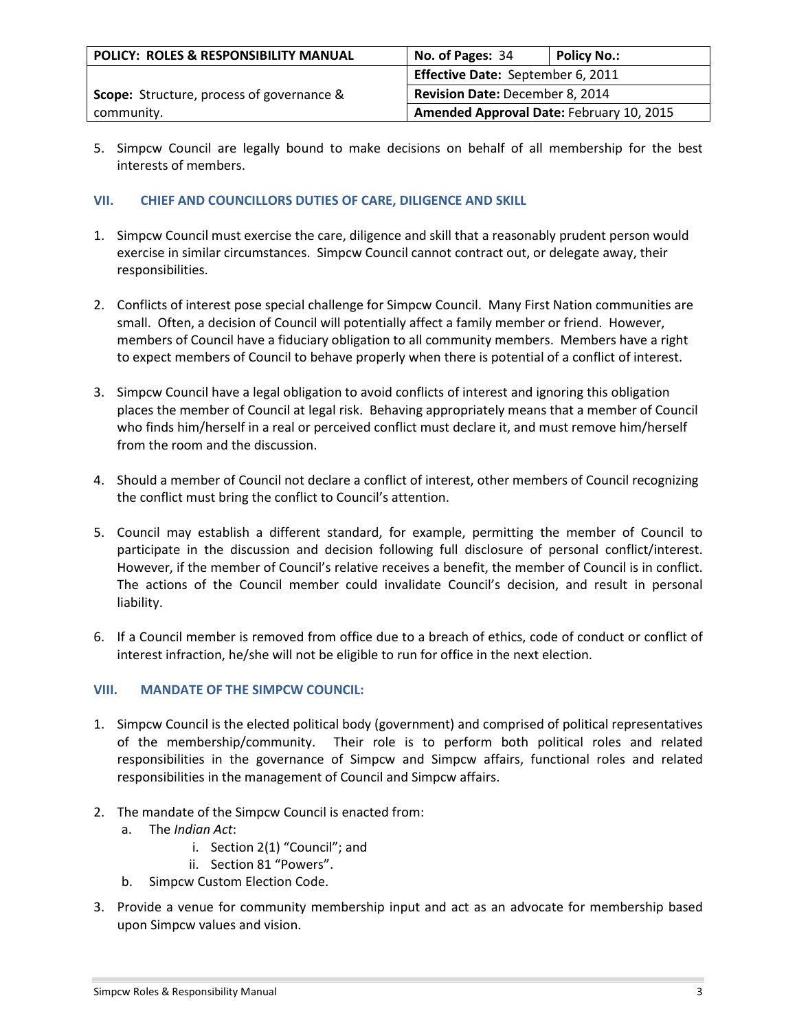5. Simpcw Council are legally bound to make decisions on behalf of all membership for the best interests of members.

## VII. CHIEF AND COUNCILLORS DUTIES OF CARE, DILIGENCE AND SKILL

1. Simpcw Council must exercise the care, diligence and skill that a reasonably prudent person would exercise in similar circumstances. Simpcw Council cannot contract out, or delegate away, their responsibilities.

2. Conflicts of interest pose special challenge for Simpcw Council. Many First Nation communities are small. Often, a decision of Council will potentially affect a family member or friend. However, members of Council have a fiduciary obligation to all community members. Members have a right to expect members of Council to behave properly when there is potential of a conflict of interest.

3. Simpcw Council have a legal obligation to avoid conflicts of interest and ignoring this obligation places the member of Council at legal risk. Behaving appropriately means that a member of Council who finds him/herself in a real or perceived conflict must declare it, and must remove him/herself from the room and the discussion.

4. Should a member of Council not declare a conflict of interest, other members of Council recognizing the conflict must bring the conflict to Council's attention.

5. Council may establish a different standard, for example, permitting the member of Council to participate in the discussion and decision following full disclosure of personal conflict/interest. However, if the member of Council's relative receives a benefit, the member of Council is in conflict. The actions of the Council member could invalidate Council's decision, and result in personal liability.

6. If a Council member is removed from office due to a breach of ethics, code of conduct or conflict of interest infraction, he/she will not be eligible to run for office in the next election.

## VIII. MANDATE OF THE SIMPCW COUNCIL:

1. Simpcw Council is the elected political body (government) and comprised of political representatives of the membership/community. Their role is to perform both political roles and related responsibilities in the governance of Simpcw and Simpcw affairs, functional roles and related responsibilities in the management of Council and Simpcw affairs.

2. The mandate of the Simpcw Council is enacted from:
   a. The *Indian Act*:
      i. Section 2(1) "Council"; and
      ii. Section 81 "Powers".
   b. Simpcw Custom Election Code.

3. Provide a venue for community membership input and act as an advocate for membership based upon Simpcw values and vision.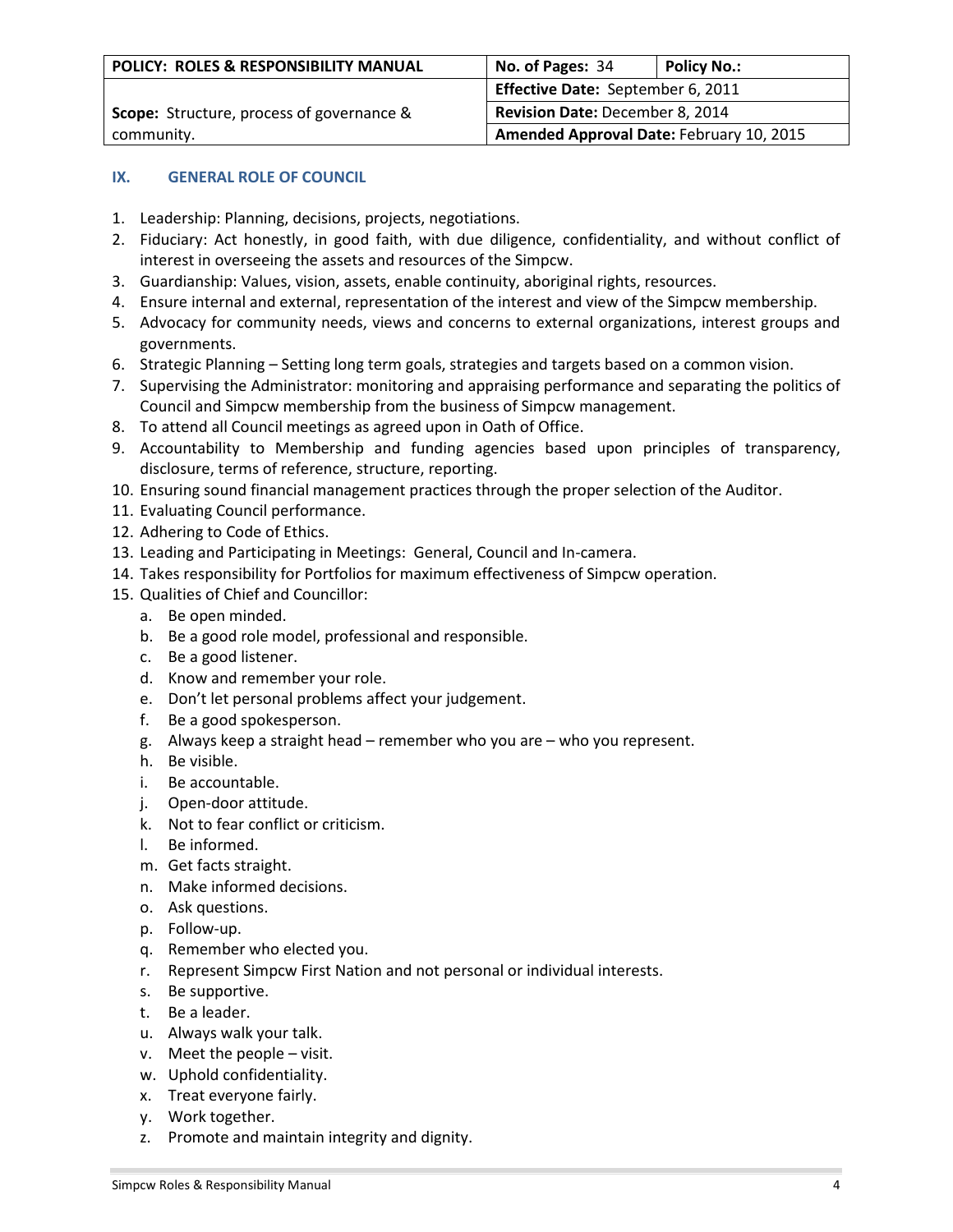| POLICY: ROLES & RESPONSIBILITY MANUAL | No. of Pages: 34 | Policy No.: |
|---|---|---|
| Scope: Structure, process of governance & community. | Effective Date: September 6, 2011 | |
| | Revision Date: December 8, 2014 | |
| | Amended Approval Date: February 10, 2015 | |

## IX. GENERAL ROLE OF COUNCIL

1. Leadership: Planning, decisions, projects, negotiations.
2. Fiduciary: Act honestly, in good faith, with due diligence, confidentiality, and without conflict of interest in overseeing the assets and resources of the Simpcw.
3. Guardianship: Values, vision, assets, enable continuity, aboriginal rights, resources.
4. Ensure internal and external, representation of the interest and view of the Simpcw membership.
5. Advocacy for community needs, views and concerns to external organizations, interest groups and governments.
6. Strategic Planning – Setting long term goals, strategies and targets based on a common vision.
7. Supervising the Administrator: monitoring and appraising performance and separating the politics of Council and Simpcw membership from the business of Simpcw management.
8. To attend all Council meetings as agreed upon in Oath of Office.
9. Accountability to Membership and funding agencies based upon principles of transparency, disclosure, terms of reference, structure, reporting.
10. Ensuring sound financial management practices through the proper selection of the Auditor.
11. Evaluating Council performance.
12. Adhering to Code of Ethics.
13. Leading and Participating in Meetings: General, Council and In-camera.
14. Takes responsibility for Portfolios for maximum effectiveness of Simpcw operation.
15. Qualities of Chief and Councillor:
    a. Be open minded.
    b. Be a good role model, professional and responsible.
    c. Be a good listener.
    d. Know and remember your role.
    e. Don't let personal problems affect your judgement.
    f. Be a good spokesperson.
    g. Always keep a straight head – remember who you are – who you represent.
    h. Be visible.
    i. Be accountable.
    j. Open-door attitude.
    k. Not to fear conflict or criticism.
    l. Be informed.
    m. Get facts straight.
    n. Make informed decisions.
    o. Ask questions.
    p. Follow-up.
    q. Remember who elected you.
    r. Represent Simpcw First Nation and not personal or individual interests.
    s. Be supportive.
    t. Be a leader.
    u. Always walk your talk.
    v. Meet the people – visit.
    w. Uphold confidentiality.
    x. Treat everyone fairly.
    y. Work together.
    z. Promote and maintain integrity and dignity.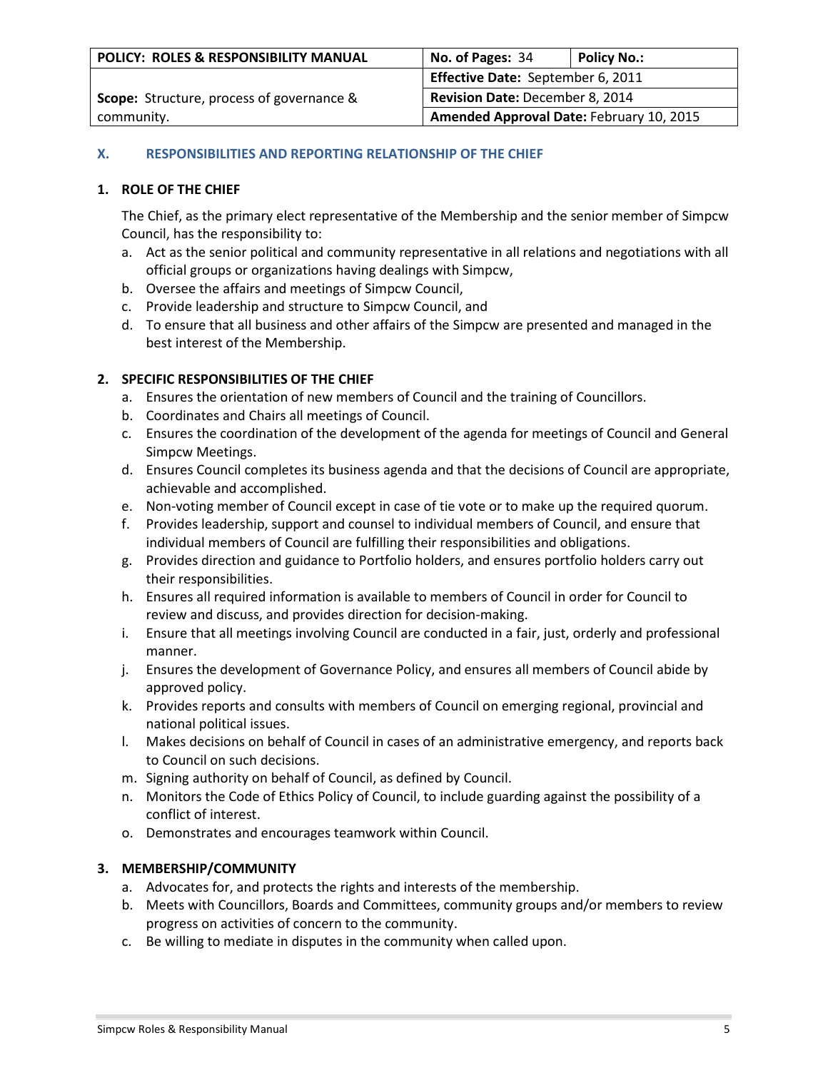| POLICY: ROLES & RESPONSIBILITY MANUAL | No. of Pages: 34 | Policy No.: |
|---|---|---|
| Scope: Structure, process of governance & community. | Effective Date: September 6, 2011 | |
| | Revision Date: December 8, 2014 | |
| | Amended Approval Date: February 10, 2015 | |

## X. RESPONSIBILITIES AND REPORTING RELATIONSHIP OF THE CHIEF

### 1. ROLE OF THE CHIEF

The Chief, as the primary elect representative of the Membership and the senior member of Simpcw Council, has the responsibility to:

a. Act as the senior political and community representative in all relations and negotiations with all official groups or organizations having dealings with Simpcw,
b. Oversee the affairs and meetings of Simpcw Council,
c. Provide leadership and structure to Simpcw Council, and
d. To ensure that all business and other affairs of the Simpcw are presented and managed in the best interest of the Membership.

### 2. SPECIFIC RESPONSIBILITIES OF THE CHIEF

a. Ensures the orientation of new members of Council and the training of Councillors.
b. Coordinates and Chairs all meetings of Council.
c. Ensures the coordination of the development of the agenda for meetings of Council and General Simpcw Meetings.
d. Ensures Council completes its business agenda and that the decisions of Council are appropriate, achievable and accomplished.
e. Non-voting member of Council except in case of tie vote or to make up the required quorum.
f. Provides leadership, support and counsel to individual members of Council, and ensure that individual members of Council are fulfilling their responsibilities and obligations.
g. Provides direction and guidance to Portfolio holders, and ensures portfolio holders carry out their responsibilities.
h. Ensures all required information is available to members of Council in order for Council to review and discuss, and provides direction for decision-making.
i. Ensure that all meetings involving Council are conducted in a fair, just, orderly and professional manner.
j. Ensures the development of Governance Policy, and ensures all members of Council abide by approved policy.
k. Provides reports and consults with members of Council on emerging regional, provincial and national political issues.
l. Makes decisions on behalf of Council in cases of an administrative emergency, and reports back to Council on such decisions.
m. Signing authority on behalf of Council, as defined by Council.
n. Monitors the Code of Ethics Policy of Council, to include guarding against the possibility of a conflict of interest.
o. Demonstrates and encourages teamwork within Council.

### 3. MEMBERSHIP/COMMUNITY

a. Advocates for, and protects the rights and interests of the membership.
b. Meets with Councillors, Boards and Committees, community groups and/or members to review progress on activities of concern to the community.
c. Be willing to mediate in disputes in the community when called upon.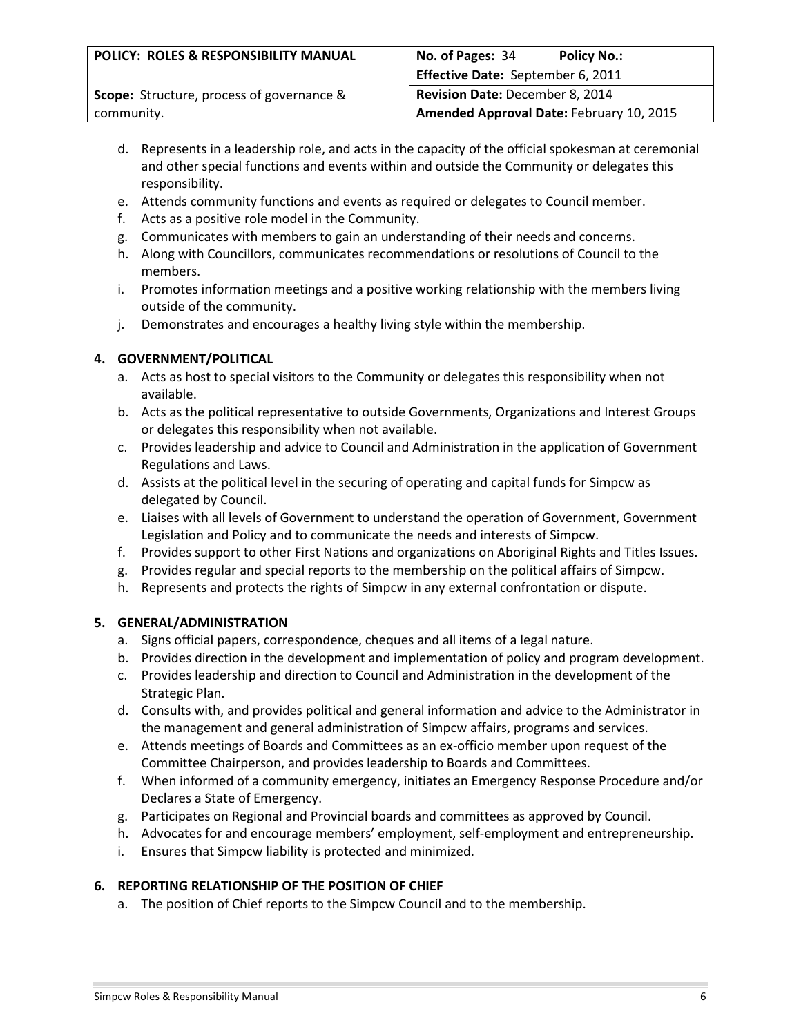d. Represents in a leadership role, and acts in the capacity of the official spokesman at ceremonial and other special functions and events within and outside the Community or delegates this responsibility.
e. Attends community functions and events as required or delegates to Council member.
f. Acts as a positive role model in the Community.
g. Communicates with members to gain an understanding of their needs and concerns.
h. Along with Councillors, communicates recommendations or resolutions of Council to the members.
i. Promotes information meetings and a positive working relationship with the members living outside of the community.
j. Demonstrates and encourages a healthy living style within the membership.

**4. GOVERNMENT/POLITICAL**

a. Acts as host to special visitors to the Community or delegates this responsibility when not available.
b. Acts as the political representative to outside Governments, Organizations and Interest Groups or delegates this responsibility when not available.
c. Provides leadership and advice to Council and Administration in the application of Government Regulations and Laws.
d. Assists at the political level in the securing of operating and capital funds for Simpcw as delegated by Council.
e. Liaises with all levels of Government to understand the operation of Government, Government Legislation and Policy and to communicate the needs and interests of Simpcw.
f. Provides support to other First Nations and organizations on Aboriginal Rights and Titles Issues.
g. Provides regular and special reports to the membership on the political affairs of Simpcw.
h. Represents and protects the rights of Simpcw in any external confrontation or dispute.

**5. GENERAL/ADMINISTRATION**

a. Signs official papers, correspondence, cheques and all items of a legal nature.
b. Provides direction in the development and implementation of policy and program development.
c. Provides leadership and direction to Council and Administration in the development of the Strategic Plan.
d. Consults with, and provides political and general information and advice to the Administrator in the management and general administration of Simpcw affairs, programs and services.
e. Attends meetings of Boards and Committees as an ex-officio member upon request of the Committee Chairperson, and provides leadership to Boards and Committees.
f. When informed of a community emergency, initiates an Emergency Response Procedure and/or Declares a State of Emergency.
g. Participates on Regional and Provincial boards and committees as approved by Council.
h. Advocates for and encourage members' employment, self-employment and entrepreneurship.
i. Ensures that Simpcw liability is protected and minimized.

**6. REPORTING RELATIONSHIP OF THE POSITION OF CHIEF**

a. The position of Chief reports to the Simpcw Council and to the membership.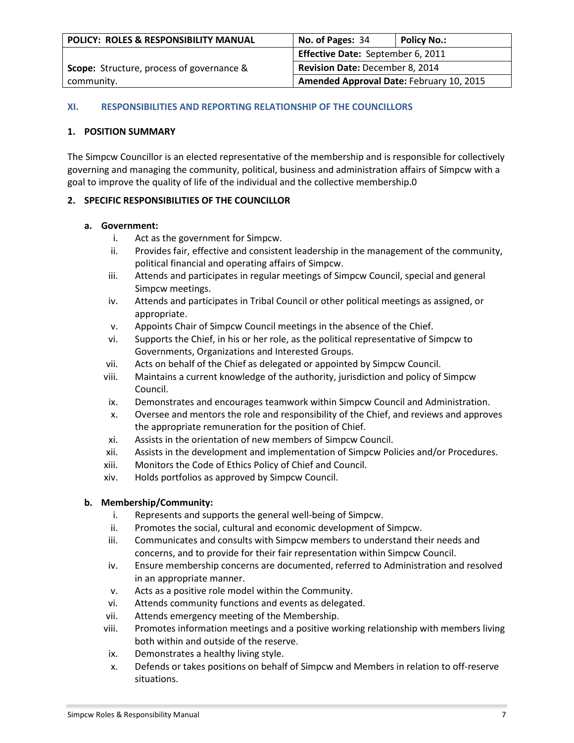| POLICY: ROLES & RESPONSIBILITY MANUAL | No. of Pages: 34 | Policy No.: |
|---|---|---|
| Scope: Structure, process of governance & community. | Effective Date: September 6, 2011 | |
| | Revision Date: December 8, 2014 | |
| | Amended Approval Date: February 10, 2015 | |

## XI. RESPONSIBILITIES AND REPORTING RELATIONSHIP OF THE COUNCILLORS

### 1. POSITION SUMMARY

The Simpcw Councillor is an elected representative of the membership and is responsible for collectively governing and managing the community, political, business and administration affairs of Simpcw with a goal to improve the quality of life of the individual and the collective membership.0

### 2. SPECIFIC RESPONSIBILITIES OF THE COUNCILLOR

**a. Government:**

- i. Act as the government for Simpcw.
- ii. Provides fair, effective and consistent leadership in the management of the community, political financial and operating affairs of Simpcw.
- iii. Attends and participates in regular meetings of Simpcw Council, special and general Simpcw meetings.
- iv. Attends and participates in Tribal Council or other political meetings as assigned, or appropriate.
- v. Appoints Chair of Simpcw Council meetings in the absence of the Chief.
- vi. Supports the Chief, in his or her role, as the political representative of Simpcw to Governments, Organizations and Interested Groups.
- vii. Acts on behalf of the Chief as delegated or appointed by Simpcw Council.
- viii. Maintains a current knowledge of the authority, jurisdiction and policy of Simpcw Council.
- ix. Demonstrates and encourages teamwork within Simpcw Council and Administration.
- x. Oversee and mentors the role and responsibility of the Chief, and reviews and approves the appropriate remuneration for the position of Chief.
- xi. Assists in the orientation of new members of Simpcw Council.
- xii. Assists in the development and implementation of Simpcw Policies and/or Procedures.
- xiii. Monitors the Code of Ethics Policy of Chief and Council.
- xiv. Holds portfolios as approved by Simpcw Council.

**b. Membership/Community:**

- i. Represents and supports the general well-being of Simpcw.
- ii. Promotes the social, cultural and economic development of Simpcw.
- iii. Communicates and consults with Simpcw members to understand their needs and concerns, and to provide for their fair representation within Simpcw Council.
- iv. Ensure membership concerns are documented, referred to Administration and resolved in an appropriate manner.
- v. Acts as a positive role model within the Community.
- vi. Attends community functions and events as delegated.
- vii. Attends emergency meeting of the Membership.
- viii. Promotes information meetings and a positive working relationship with members living both within and outside of the reserve.
- ix. Demonstrates a healthy living style.
- x. Defends or takes positions on behalf of Simpcw and Members in relation to off-reserve situations.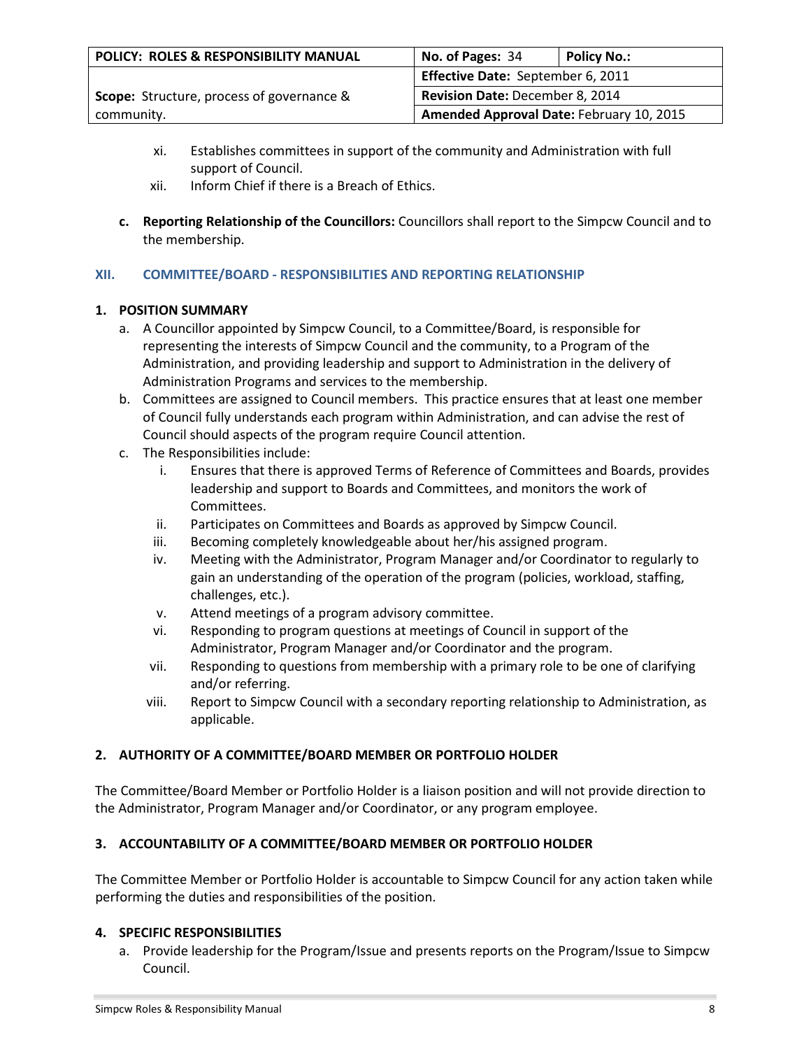xi. Establishes committees in support of the community and Administration with full support of Council.

xii. Inform Chief if there is a Breach of Ethics.

c. **Reporting Relationship of the Councillors:** Councillors shall report to the Simpcw Council and to the membership.

## XII. COMMITTEE/BOARD - RESPONSIBILITIES AND REPORTING RELATIONSHIP

### 1. POSITION SUMMARY

a. A Councillor appointed by Simpcw Council, to a Committee/Board, is responsible for representing the interests of Simpcw Council and the community, to a Program of the Administration, and providing leadership and support to Administration in the delivery of Administration Programs and services to the membership.

b. Committees are assigned to Council members. This practice ensures that at least one member of Council fully understands each program within Administration, and can advise the rest of Council should aspects of the program require Council attention.

c. The Responsibilities include:

   i. Ensures that there is approved Terms of Reference of Committees and Boards, provides leadership and support to Boards and Committees, and monitors the work of Committees.
   
   ii. Participates on Committees and Boards as approved by Simpcw Council.
   
   iii. Becoming completely knowledgeable about her/his assigned program.
   
   iv. Meeting with the Administrator, Program Manager and/or Coordinator to regularly to gain an understanding of the operation of the program (policies, workload, staffing, challenges, etc.).
   
   v. Attend meetings of a program advisory committee.
   
   vi. Responding to program questions at meetings of Council in support of the Administrator, Program Manager and/or Coordinator and the program.
   
   vii. Responding to questions from membership with a primary role to be one of clarifying and/or referring.
   
   viii. Report to Simpcw Council with a secondary reporting relationship to Administration, as applicable.

### 2. AUTHORITY OF A COMMITTEE/BOARD MEMBER OR PORTFOLIO HOLDER

The Committee/Board Member or Portfolio Holder is a liaison position and will not provide direction to the Administrator, Program Manager and/or Coordinator, or any program employee.

### 3. ACCOUNTABILITY OF A COMMITTEE/BOARD MEMBER OR PORTFOLIO HOLDER

The Committee Member or Portfolio Holder is accountable to Simpcw Council for any action taken while performing the duties and responsibilities of the position.

### 4. SPECIFIC RESPONSIBILITIES

a. Provide leadership for the Program/Issue and presents reports on the Program/Issue to Simpcw Council.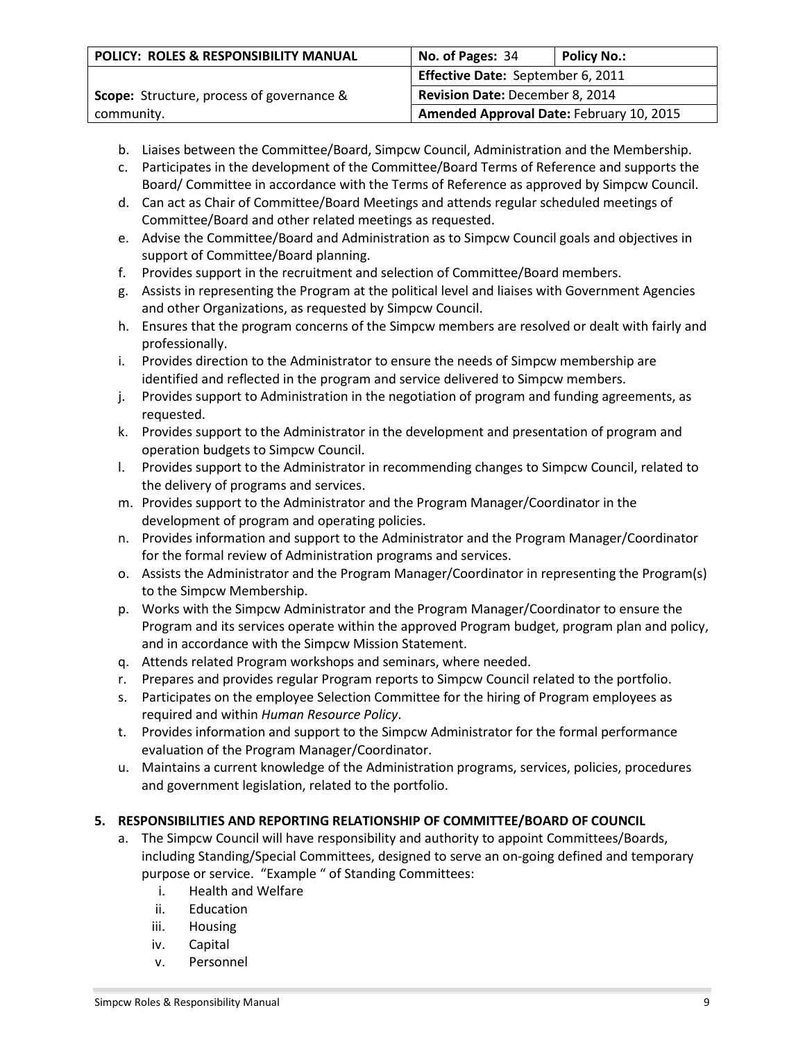b. Liaises between the Committee/Board, Simpcw Council, Administration and the Membership.
c. Participates in the development of the Committee/Board Terms of Reference and supports the Board/ Committee in accordance with the Terms of Reference as approved by Simpcw Council.
d. Can act as Chair of Committee/Board Meetings and attends regular scheduled meetings of Committee/Board and other related meetings as requested.
e. Advise the Committee/Board and Administration as to Simpcw Council goals and objectives in support of Committee/Board planning.
f. Provides support in the recruitment and selection of Committee/Board members.
g. Assists in representing the Program at the political level and liaises with Government Agencies and other Organizations, as requested by Simpcw Council.
h. Ensures that the program concerns of the Simpcw members are resolved or dealt with fairly and professionally.
i. Provides direction to the Administrator to ensure the needs of Simpcw membership are identified and reflected in the program and service delivered to Simpcw members.
j. Provides support to Administration in the negotiation of program and funding agreements, as requested.
k. Provides support to the Administrator in the development and presentation of program and operation budgets to Simpcw Council.
l. Provides support to the Administrator in recommending changes to Simpcw Council, related to the delivery of programs and services.
m. Provides support to the Administrator and the Program Manager/Coordinator in the development of program and operating policies.
n. Provides information and support to the Administrator and the Program Manager/Coordinator for the formal review of Administration programs and services.
o. Assists the Administrator and the Program Manager/Coordinator in representing the Program(s) to the Simpcw Membership.
p. Works with the Simpcw Administrator and the Program Manager/Coordinator to ensure the Program and its services operate within the approved Program budget, program plan and policy, and in accordance with the Simpcw Mission Statement.
q. Attends related Program workshops and seminars, where needed.
r. Prepares and provides regular Program reports to Simpcw Council related to the portfolio.
s. Participates on the employee Selection Committee for the hiring of Program employees as required and within *Human Resource Policy*.
t. Provides information and support to the Simpcw Administrator for the formal performance evaluation of the Program Manager/Coordinator.
u. Maintains a current knowledge of the Administration programs, services, policies, procedures and government legislation, related to the portfolio.

## 5. RESPONSIBILITIES AND REPORTING RELATIONSHIP OF COMMITTEE/BOARD OF COUNCIL

a. The Simpcw Council will have responsibility and authority to appoint Committees/Boards, including Standing/Special Committees, designed to serve an on-going defined and temporary purpose or service. "Example " of Standing Committees:
   i. Health and Welfare
   ii. Education
   iii. Housing
   iv. Capital
   v. Personnel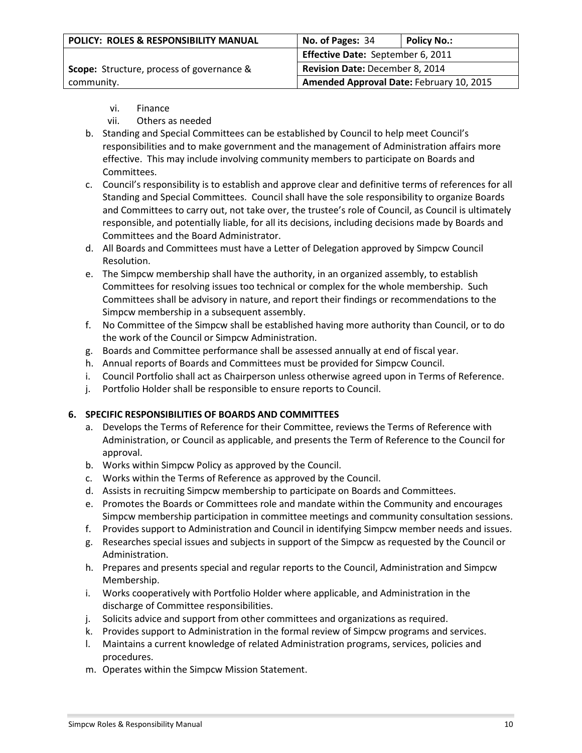| POLICY: ROLES & RESPONSIBILITY MANUAL | No. of Pages: 34 | Policy No.: |
|---|---|---|
| **Scope:** Structure, process of governance & community. | **Effective Date:** September 6, 2011 | |
| | **Revision Date:** December 8, 2014 | |
| | **Amended Approval Date:** February 10, 2015 | |

vi. Finance
vii. Others as needed

b. Standing and Special Committees can be established by Council to help meet Council's responsibilities and to make government and the management of Administration affairs more effective. This may include involving community members to participate on Boards and Committees.
c. Council's responsibility is to establish and approve clear and definitive terms of references for all Standing and Special Committees. Council shall have the sole responsibility to organize Boards and Committees to carry out, not take over, the trustee's role of Council, as Council is ultimately responsible, and potentially liable, for all its decisions, including decisions made by Boards and Committees and the Board Administrator.
d. All Boards and Committees must have a Letter of Delegation approved by Simpcw Council Resolution.
e. The Simpcw membership shall have the authority, in an organized assembly, to establish Committees for resolving issues too technical or complex for the whole membership. Such Committees shall be advisory in nature, and report their findings or recommendations to the Simpcw membership in a subsequent assembly.
f. No Committee of the Simpcw shall be established having more authority than Council, or to do the work of the Council or Simpcw Administration.
g. Boards and Committee performance shall be assessed annually at end of fiscal year.
h. Annual reports of Boards and Committees must be provided for Simpcw Council.
i. Council Portfolio shall act as Chairperson unless otherwise agreed upon in Terms of Reference.
j. Portfolio Holder shall be responsible to ensure reports to Council.

**6. SPECIFIC RESPONSIBILITIES OF BOARDS AND COMMITTEES**

a. Develops the Terms of Reference for their Committee, reviews the Terms of Reference with Administration, or Council as applicable, and presents the Term of Reference to the Council for approval.
b. Works within Simpcw Policy as approved by the Council.
c. Works within the Terms of Reference as approved by the Council.
d. Assists in recruiting Simpcw membership to participate on Boards and Committees.
e. Promotes the Boards or Committees role and mandate within the Community and encourages Simpcw membership participation in committee meetings and community consultation sessions.
f. Provides support to Administration and Council in identifying Simpcw member needs and issues.
g. Researches special issues and subjects in support of the Simpcw as requested by the Council or Administration.
h. Prepares and presents special and regular reports to the Council, Administration and Simpcw Membership.
i. Works cooperatively with Portfolio Holder where applicable, and Administration in the discharge of Committee responsibilities.
j. Solicits advice and support from other committees and organizations as required.
k. Provides support to Administration in the formal review of Simpcw programs and services.
l. Maintains a current knowledge of related Administration programs, services, policies and procedures.
m. Operates within the Simpcw Mission Statement.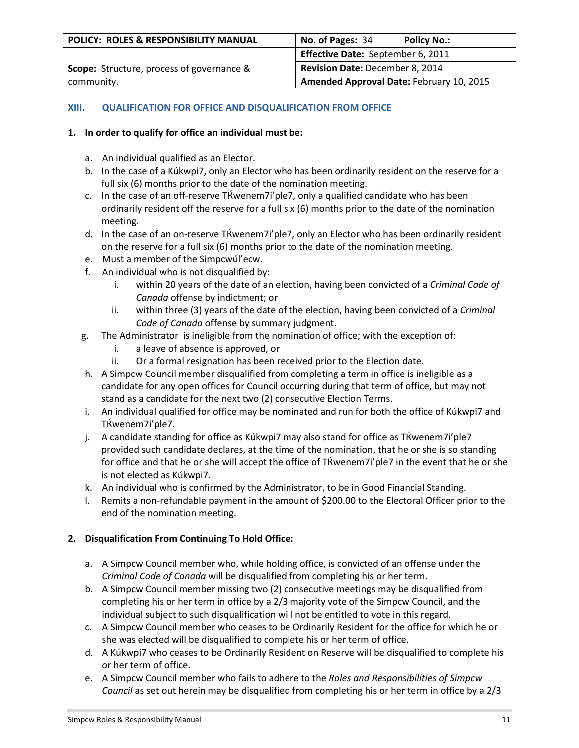### XIII. QUALIFICATION FOR OFFICE AND DISQUALIFICATION FROM OFFICE

**1. In order to qualify for office an individual must be:**

a. An individual qualified as an Elector.
b. In the case of a Kúkwpi7, only an Elector who has been ordinarily resident on the reserve for a full six (6) months prior to the date of the nomination meeting.
c. In the case of an off-reserve TḰwenem7i'ple7, only a qualified candidate who has been ordinarily resident off the reserve for a full six (6) months prior to the date of the nomination meeting.
d. In the case of an on-reserve TḰwenem7i'ple7, only an Elector who has been ordinarily resident on the reserve for a full six (6) months prior to the date of the nomination meeting.
e. Must a member of the Simpcwúl'ecw.
f. An individual who is not disqualified by:
   i. within 20 years of the date of an election, having been convicted of a *Criminal Code of Canada* offense by indictment; or
   ii. within three (3) years of the date of the election, having been convicted of a *Criminal Code of Canada* offense by summary judgment.
g. The Administrator is ineligible from the nomination of office; with the exception of:
   i. a leave of absence is approved, or
   ii. Or a formal resignation has been received prior to the Election date.
h. A Simpcw Council member disqualified from completing a term in office is ineligible as a candidate for any open offices for Council occurring during that term of office, but may not stand as a candidate for the next two (2) consecutive Election Terms.
i. An individual qualified for office may be nominated and run for both the office of Kúkwpi7 and TḰwenem7i'ple7.
j. A candidate standing for office as Kúkwpi7 may also stand for office as TḰwenem7i'ple7 provided such candidate declares, at the time of the nomination, that he or she is so standing for office and that he or she will accept the office of TḰwenem7i'ple7 in the event that he or she is not elected as Kúkwpi7.
k. An individual who is confirmed by the Administrator, to be in Good Financial Standing.
l. Remits a non-refundable payment in the amount of $200.00 to the Electoral Officer prior to the end of the nomination meeting.

**2. Disqualification From Continuing To Hold Office:**

a. A Simpcw Council member who, while holding office, is convicted of an offense under the *Criminal Code of Canada* will be disqualified from completing his or her term.
b. A Simpcw Council member missing two (2) consecutive meetings may be disqualified from completing his or her term in office by a 2/3 majority vote of the Simpcw Council, and the individual subject to such disqualification will not be entitled to vote in this regard.
c. A Simpcw Council member who ceases to be Ordinarily Resident for the office for which he or she was elected will be disqualified to complete his or her term of office.
d. A Kúkwpi7 who ceases to be Ordinarily Resident on Reserve will be disqualified to complete his or her term of office.
e. A Simpcw Council member who fails to adhere to the *Roles and Responsibilities of Simpcw Council* as set out herein may be disqualified from completing his or her term in office by a 2/3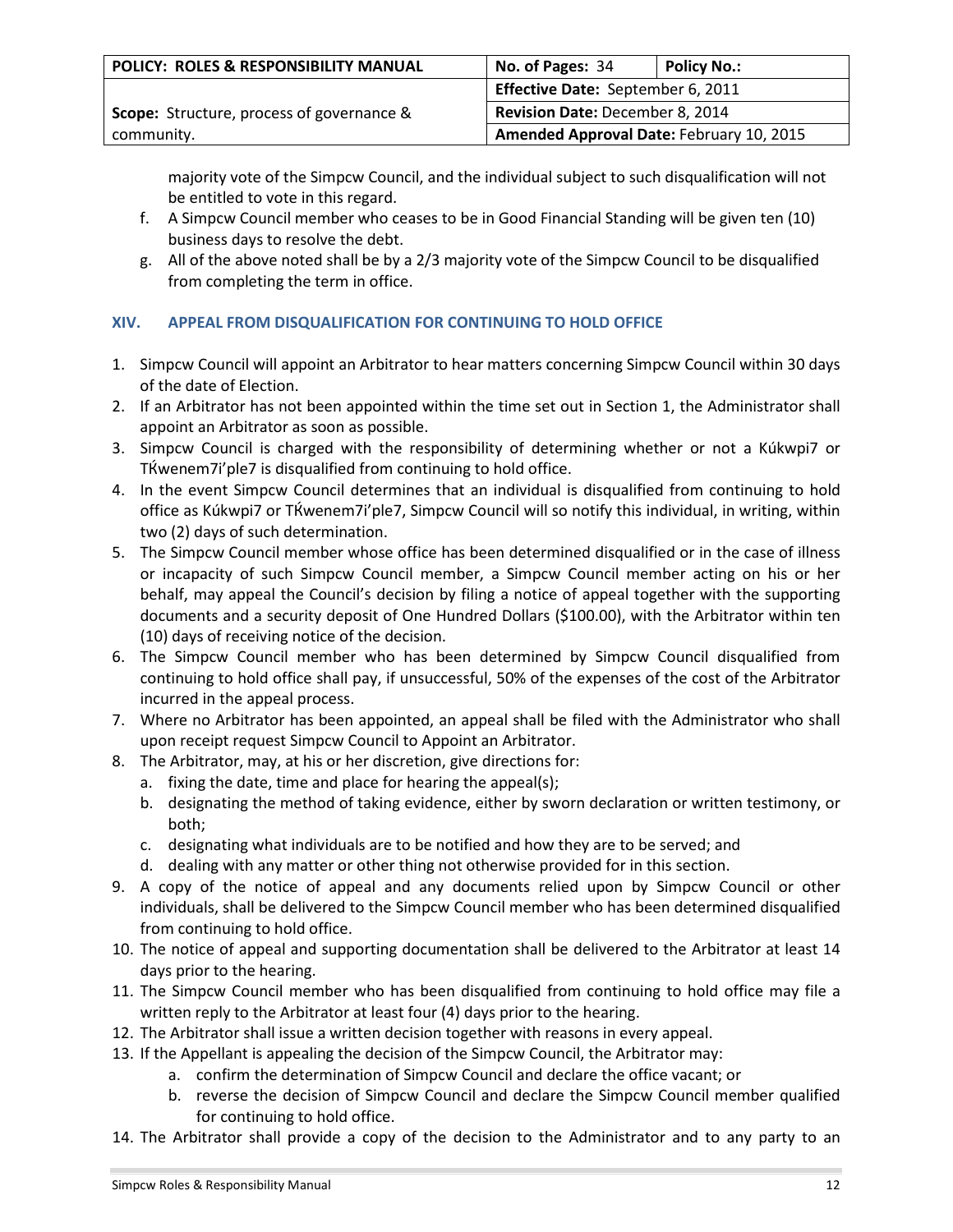majority vote of the Simpcw Council, and the individual subject to such disqualification will not be entitled to vote in this regard.

f. A Simpcw Council member who ceases to be in Good Financial Standing will be given ten (10) business days to resolve the debt.
g. All of the above noted shall be by a 2/3 majority vote of the Simpcw Council to be disqualified from completing the term in office.

## XIV. APPEAL FROM DISQUALIFICATION FOR CONTINUING TO HOLD OFFICE

1. Simpcw Council will appoint an Arbitrator to hear matters concerning Simpcw Council within 30 days of the date of Election.
2. If an Arbitrator has not been appointed within the time set out in Section 1, the Administrator shall appoint an Arbitrator as soon as possible.
3. Simpcw Council is charged with the responsibility of determining whether or not a Kúkwpi7 or TḰwenem7i'ple7 is disqualified from continuing to hold office.
4. In the event Simpcw Council determines that an individual is disqualified from continuing to hold office as Kúkwpi7 or TḰwenem7i'ple7, Simpcw Council will so notify this individual, in writing, within two (2) days of such determination.
5. The Simpcw Council member whose office has been determined disqualified or in the case of illness or incapacity of such Simpcw Council member, a Simpcw Council member acting on his or her behalf, may appeal the Council's decision by filing a notice of appeal together with the supporting documents and a security deposit of One Hundred Dollars ($100.00), with the Arbitrator within ten (10) days of receiving notice of the decision.
6. The Simpcw Council member who has been determined by Simpcw Council disqualified from continuing to hold office shall pay, if unsuccessful, 50% of the expenses of the cost of the Arbitrator incurred in the appeal process.
7. Where no Arbitrator has been appointed, an appeal shall be filed with the Administrator who shall upon receipt request Simpcw Council to Appoint an Arbitrator.
8. The Arbitrator, may, at his or her discretion, give directions for:
   a. fixing the date, time and place for hearing the appeal(s);
   b. designating the method of taking evidence, either by sworn declaration or written testimony, or both;
   c. designating what individuals are to be notified and how they are to be served; and
   d. dealing with any matter or other thing not otherwise provided for in this section.
9. A copy of the notice of appeal and any documents relied upon by Simpcw Council or other individuals, shall be delivered to the Simpcw Council member who has been determined disqualified from continuing to hold office.
10. The notice of appeal and supporting documentation shall be delivered to the Arbitrator at least 14 days prior to the hearing.
11. The Simpcw Council member who has been disqualified from continuing to hold office may file a written reply to the Arbitrator at least four (4) days prior to the hearing.
12. The Arbitrator shall issue a written decision together with reasons in every appeal.
13. If the Appellant is appealing the decision of the Simpcw Council, the Arbitrator may:
    a. confirm the determination of Simpcw Council and declare the office vacant; or
    b. reverse the decision of Simpcw Council and declare the Simpcw Council member qualified for continuing to hold office.
14. The Arbitrator shall provide a copy of the decision to the Administrator and to any party to an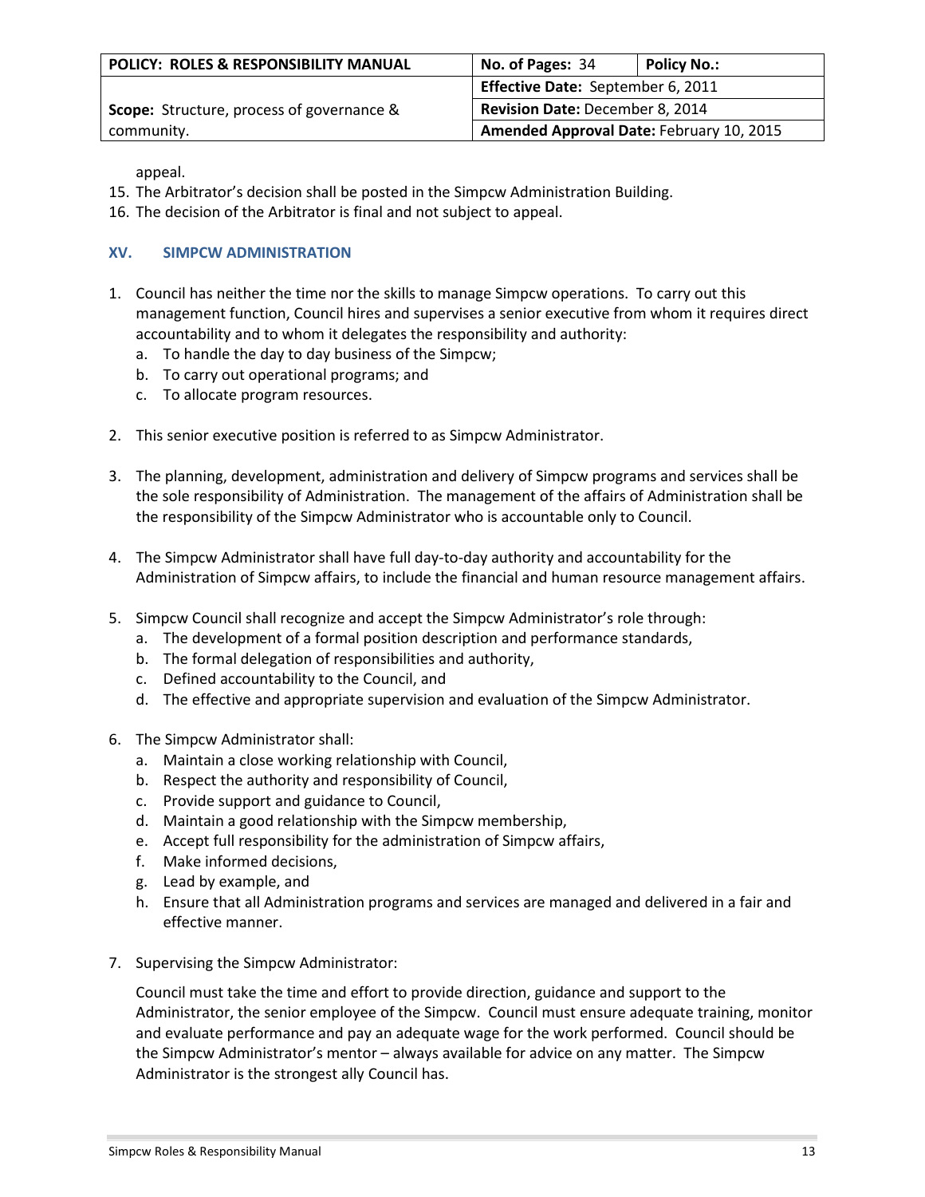appeal.

15. The Arbitrator's decision shall be posted in the Simpcw Administration Building.
16. The decision of the Arbitrator is final and not subject to appeal.

### XV. SIMPCW ADMINISTRATION

1. Council has neither the time nor the skills to manage Simpcw operations. To carry out this management function, Council hires and supervises a senior executive from whom it requires direct accountability and to whom it delegates the responsibility and authority:
   a. To handle the day to day business of the Simpcw;
   b. To carry out operational programs; and
   c. To allocate program resources.

2. This senior executive position is referred to as Simpcw Administrator.

3. The planning, development, administration and delivery of Simpcw programs and services shall be the sole responsibility of Administration. The management of the affairs of Administration shall be the responsibility of the Simpcw Administrator who is accountable only to Council.

4. The Simpcw Administrator shall have full day-to-day authority and accountability for the Administration of Simpcw affairs, to include the financial and human resource management affairs.

5. Simpcw Council shall recognize and accept the Simpcw Administrator's role through:
   a. The development of a formal position description and performance standards,
   b. The formal delegation of responsibilities and authority,
   c. Defined accountability to the Council, and
   d. The effective and appropriate supervision and evaluation of the Simpcw Administrator.

6. The Simpcw Administrator shall:
   a. Maintain a close working relationship with Council,
   b. Respect the authority and responsibility of Council,
   c. Provide support and guidance to Council,
   d. Maintain a good relationship with the Simpcw membership,
   e. Accept full responsibility for the administration of Simpcw affairs,
   f. Make informed decisions,
   g. Lead by example, and
   h. Ensure that all Administration programs and services are managed and delivered in a fair and effective manner.

7. Supervising the Simpcw Administrator:

   Council must take the time and effort to provide direction, guidance and support to the Administrator, the senior employee of the Simpcw. Council must ensure adequate training, monitor and evaluate performance and pay an adequate wage for the work performed. Council should be the Simpcw Administrator's mentor – always available for advice on any matter. The Simpcw Administrator is the strongest ally Council has.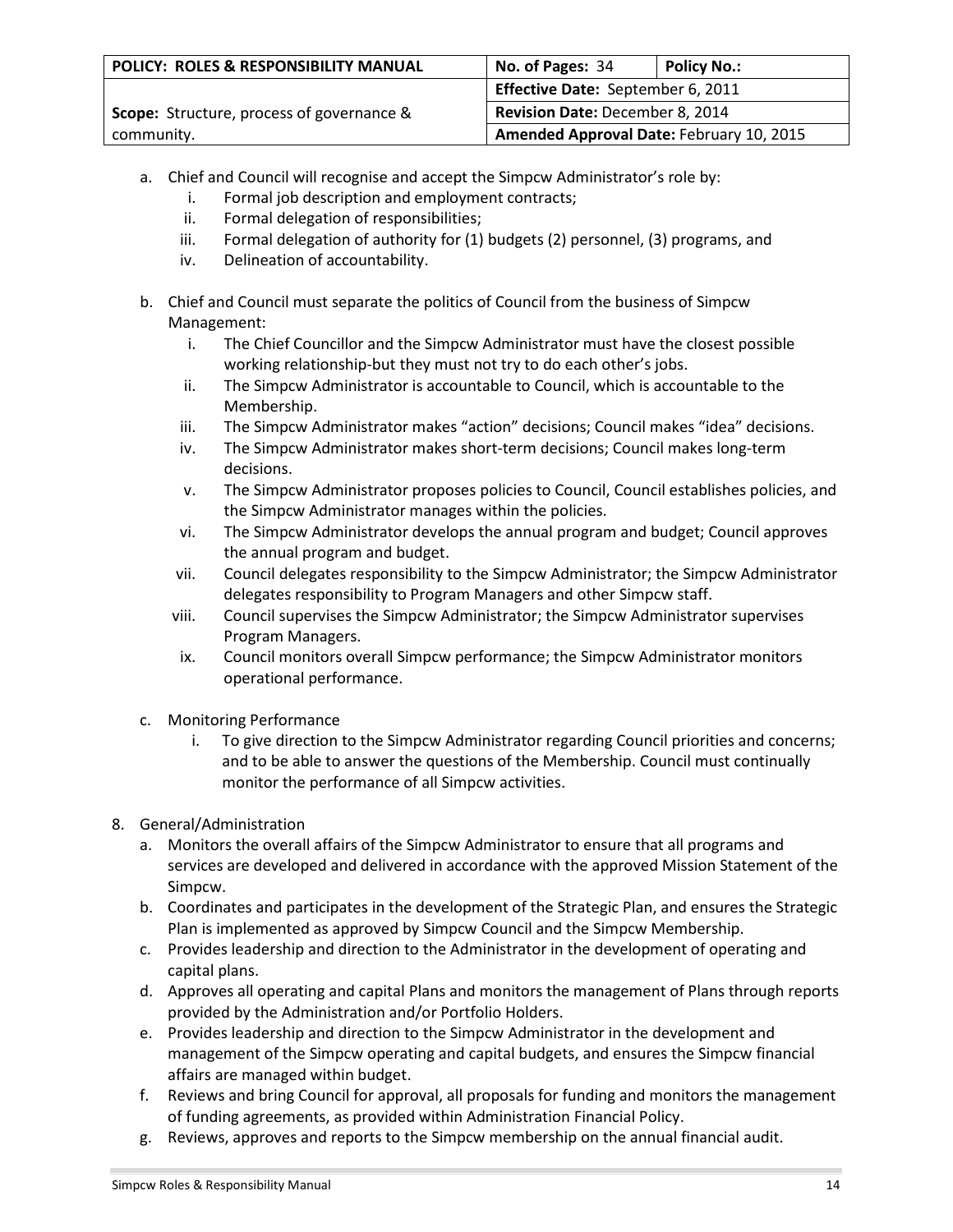a. Chief and Council will recognise and accept the Simpcw Administrator's role by:
   i. Formal job description and employment contracts;
   ii. Formal delegation of responsibilities;
   iii. Formal delegation of authority for (1) budgets (2) personnel, (3) programs, and
   iv. Delineation of accountability.

b. Chief and Council must separate the politics of Council from the business of Simpcw Management:
   i. The Chief Councillor and the Simpcw Administrator must have the closest possible working relationship-but they must not try to do each other's jobs.
   ii. The Simpcw Administrator is accountable to Council, which is accountable to the Membership.
   iii. The Simpcw Administrator makes "action" decisions; Council makes "idea" decisions.
   iv. The Simpcw Administrator makes short-term decisions; Council makes long-term decisions.
   v. The Simpcw Administrator proposes policies to Council, Council establishes policies, and the Simpcw Administrator manages within the policies.
   vi. The Simpcw Administrator develops the annual program and budget; Council approves the annual program and budget.
   vii. Council delegates responsibility to the Simpcw Administrator; the Simpcw Administrator delegates responsibility to Program Managers and other Simpcw staff.
   viii. Council supervises the Simpcw Administrator; the Simpcw Administrator supervises Program Managers.
   ix. Council monitors overall Simpcw performance; the Simpcw Administrator monitors operational performance.

c. Monitoring Performance
   i. To give direction to the Simpcw Administrator regarding Council priorities and concerns; and to be able to answer the questions of the Membership. Council must continually monitor the performance of all Simpcw activities.

8. General/Administration
   a. Monitors the overall affairs of the Simpcw Administrator to ensure that all programs and services are developed and delivered in accordance with the approved Mission Statement of the Simpcw.
   b. Coordinates and participates in the development of the Strategic Plan, and ensures the Strategic Plan is implemented as approved by Simpcw Council and the Simpcw Membership.
   c. Provides leadership and direction to the Administrator in the development of operating and capital plans.
   d. Approves all operating and capital Plans and monitors the management of Plans through reports provided by the Administration and/or Portfolio Holders.
   e. Provides leadership and direction to the Simpcw Administrator in the development and management of the Simpcw operating and capital budgets, and ensures the Simpcw financial affairs are managed within budget.
   f. Reviews and bring Council for approval, all proposals for funding and monitors the management of funding agreements, as provided within Administration Financial Policy.
   g. Reviews, approves and reports to the Simpcw membership on the annual financial audit.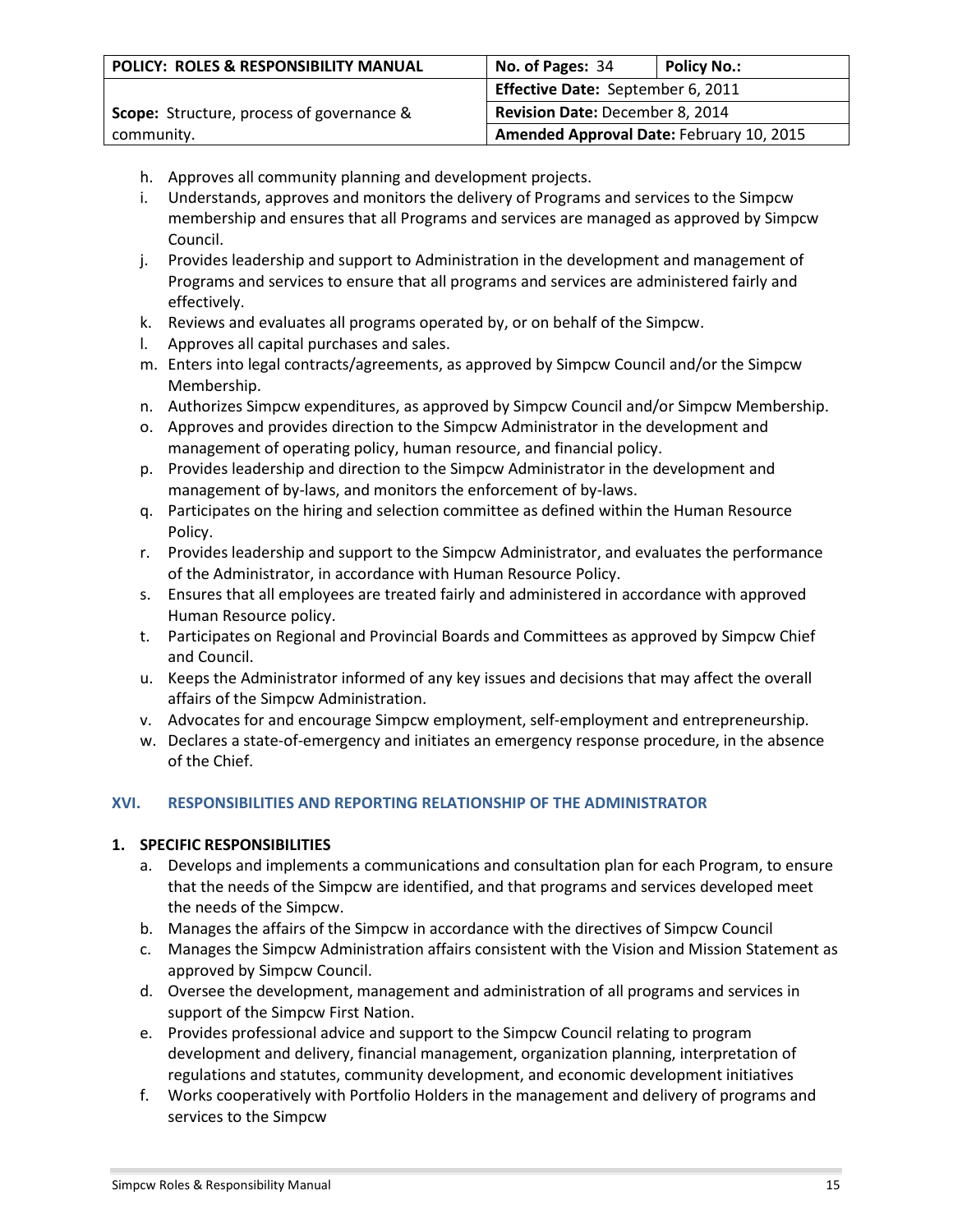h. Approves all community planning and development projects.
i. Understands, approves and monitors the delivery of Programs and services to the Simpcw membership and ensures that all Programs and services are managed as approved by Simpcw Council.
j. Provides leadership and support to Administration in the development and management of Programs and services to ensure that all programs and services are administered fairly and effectively.
k. Reviews and evaluates all programs operated by, or on behalf of the Simpcw.
l. Approves all capital purchases and sales.
m. Enters into legal contracts/agreements, as approved by Simpcw Council and/or the Simpcw Membership.
n. Authorizes Simpcw expenditures, as approved by Simpcw Council and/or Simpcw Membership.
o. Approves and provides direction to the Simpcw Administrator in the development and management of operating policy, human resource, and financial policy.
p. Provides leadership and direction to the Simpcw Administrator in the development and management of by-laws, and monitors the enforcement of by-laws.
q. Participates on the hiring and selection committee as defined within the Human Resource Policy.
r. Provides leadership and support to the Simpcw Administrator, and evaluates the performance of the Administrator, in accordance with Human Resource Policy.
s. Ensures that all employees are treated fairly and administered in accordance with approved Human Resource policy.
t. Participates on Regional and Provincial Boards and Committees as approved by Simpcw Chief and Council.
u. Keeps the Administrator informed of any key issues and decisions that may affect the overall affairs of the Simpcw Administration.
v. Advocates for and encourage Simpcw employment, self-employment and entrepreneurship.
w. Declares a state-of-emergency and initiates an emergency response procedure, in the absence of the Chief.

## XVI. RESPONSIBILITIES AND REPORTING RELATIONSHIP OF THE ADMINISTRATOR

### 1. SPECIFIC RESPONSIBILITIES

a. Develops and implements a communications and consultation plan for each Program, to ensure that the needs of the Simpcw are identified, and that programs and services developed meet the needs of the Simpcw.
b. Manages the affairs of the Simpcw in accordance with the directives of Simpcw Council
c. Manages the Simpcw Administration affairs consistent with the Vision and Mission Statement as approved by Simpcw Council.
d. Oversee the development, management and administration of all programs and services in support of the Simpcw First Nation.
e. Provides professional advice and support to the Simpcw Council relating to program development and delivery, financial management, organization planning, interpretation of regulations and statutes, community development, and economic development initiatives
f. Works cooperatively with Portfolio Holders in the management and delivery of programs and services to the Simpcw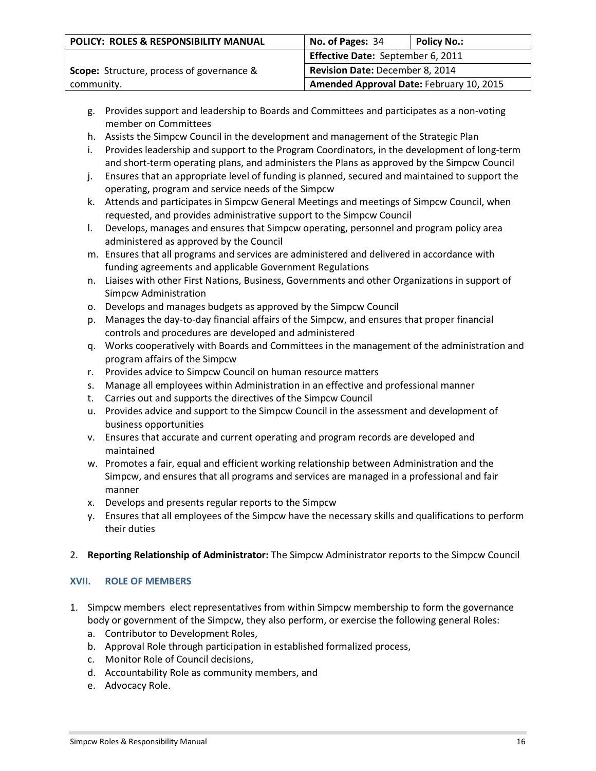| POLICY: ROLES & RESPONSIBILITY MANUAL | No. of Pages: 34 | Policy No.: |
|---|---|---|
| Scope: Structure, process of governance & community. | Effective Date: September 6, 2011 | |
| | Revision Date: December 8, 2014 | |
| | Amended Approval Date: February 10, 2015 | |

g. Provides support and leadership to Boards and Committees and participates as a non-voting member on Committees
h. Assists the Simpcw Council in the development and management of the Strategic Plan
i. Provides leadership and support to the Program Coordinators, in the development of long-term and short-term operating plans, and administers the Plans as approved by the Simpcw Council
j. Ensures that an appropriate level of funding is planned, secured and maintained to support the operating, program and service needs of the Simpcw
k. Attends and participates in Simpcw General Meetings and meetings of Simpcw Council, when requested, and provides administrative support to the Simpcw Council
l. Develops, manages and ensures that Simpcw operating, personnel and program policy area administered as approved by the Council
m. Ensures that all programs and services are administered and delivered in accordance with funding agreements and applicable Government Regulations
n. Liaises with other First Nations, Business, Governments and other Organizations in support of Simpcw Administration
o. Develops and manages budgets as approved by the Simpcw Council
p. Manages the day-to-day financial affairs of the Simpcw, and ensures that proper financial controls and procedures are developed and administered
q. Works cooperatively with Boards and Committees in the management of the administration and program affairs of the Simpcw
r. Provides advice to Simpcw Council on human resource matters
s. Manage all employees within Administration in an effective and professional manner
t. Carries out and supports the directives of the Simpcw Council
u. Provides advice and support to the Simpcw Council in the assessment and development of business opportunities
v. Ensures that accurate and current operating and program records are developed and maintained
w. Promotes a fair, equal and efficient working relationship between Administration and the Simpcw, and ensures that all programs and services are managed in a professional and fair manner
x. Develops and presents regular reports to the Simpcw
y. Ensures that all employees of the Simpcw have the necessary skills and qualifications to perform their duties

2. **Reporting Relationship of Administrator:** The Simpcw Administrator reports to the Simpcw Council

## XVII. ROLE OF MEMBERS

1. Simpcw members elect representatives from within Simpcw membership to form the governance body or government of the Simpcw, they also perform, or exercise the following general Roles:
   a. Contributor to Development Roles,
   b. Approval Role through participation in established formalized process,
   c. Monitor Role of Council decisions,
   d. Accountability Role as community members, and
   e. Advocacy Role.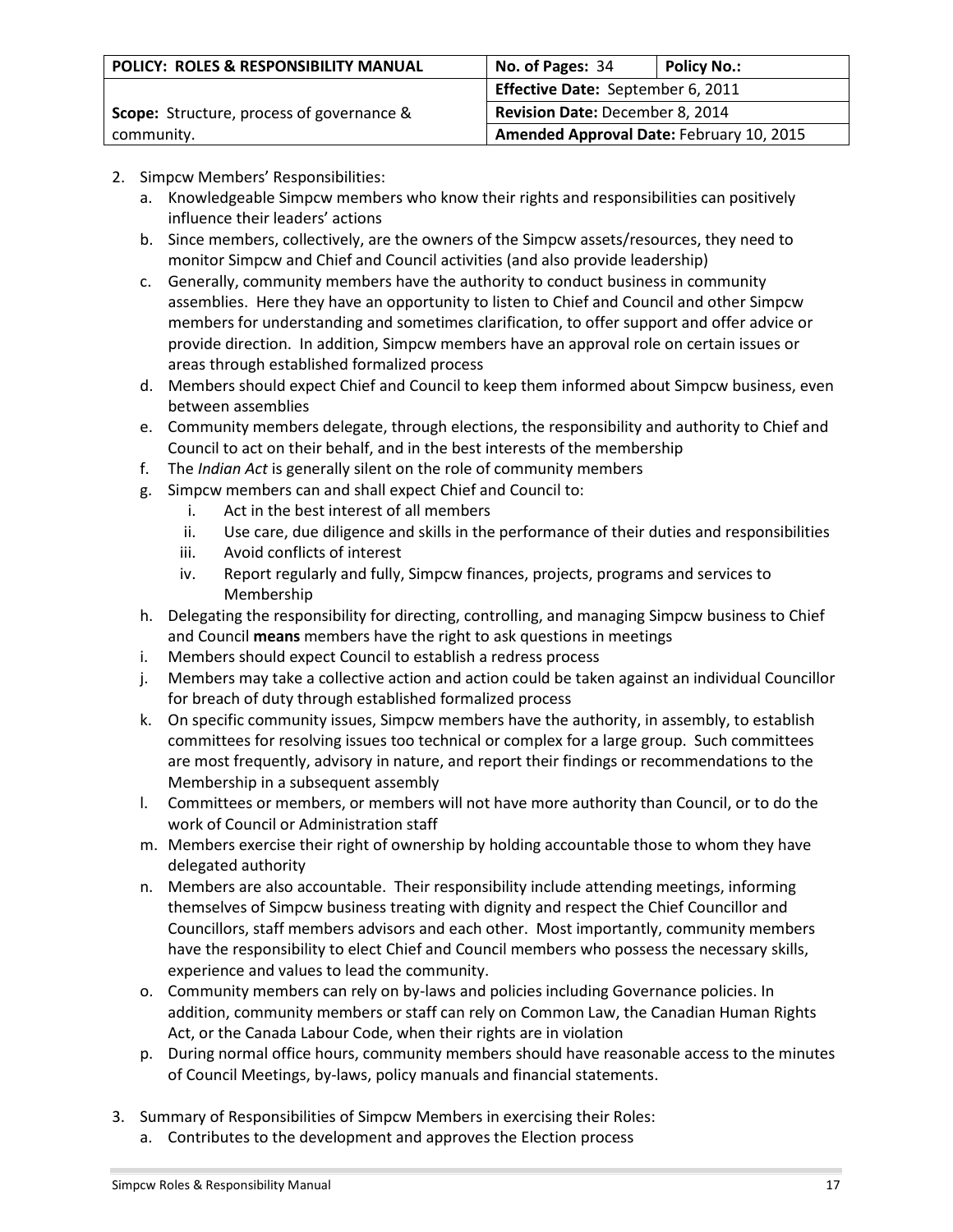2. Simpcw Members' Responsibilities:
   a. Knowledgeable Simpcw members who know their rights and responsibilities can positively influence their leaders' actions
   b. Since members, collectively, are the owners of the Simpcw assets/resources, they need to monitor Simpcw and Chief and Council activities (and also provide leadership)
   c. Generally, community members have the authority to conduct business in community assemblies. Here they have an opportunity to listen to Chief and Council and other Simpcw members for understanding and sometimes clarification, to offer support and offer advice or provide direction. In addition, Simpcw members have an approval role on certain issues or areas through established formalized process
   d. Members should expect Chief and Council to keep them informed about Simpcw business, even between assemblies
   e. Community members delegate, through elections, the responsibility and authority to Chief and Council to act on their behalf, and in the best interests of the membership
   f. The *Indian Act* is generally silent on the role of community members
   g. Simpcw members can and shall expect Chief and Council to:
      i. Act in the best interest of all members
      ii. Use care, due diligence and skills in the performance of their duties and responsibilities
      iii. Avoid conflicts of interest
      iv. Report regularly and fully, Simpcw finances, projects, programs and services to Membership
   h. Delegating the responsibility for directing, controlling, and managing Simpcw business to Chief and Council **means** members have the right to ask questions in meetings
   i. Members should expect Council to establish a redress process
   j. Members may take a collective action and action could be taken against an individual Councillor for breach of duty through established formalized process
   k. On specific community issues, Simpcw members have the authority, in assembly, to establish committees for resolving issues too technical or complex for a large group. Such committees are most frequently, advisory in nature, and report their findings or recommendations to the Membership in a subsequent assembly
   l. Committees or members, or members will not have more authority than Council, or to do the work of Council or Administration staff
   m. Members exercise their right of ownership by holding accountable those to whom they have delegated authority
   n. Members are also accountable. Their responsibility include attending meetings, informing themselves of Simpcw business treating with dignity and respect the Chief Councillor and Councillors, staff members advisors and each other. Most importantly, community members have the responsibility to elect Chief and Council members who possess the necessary skills, experience and values to lead the community.
   o. Community members can rely on by-laws and policies including Governance policies. In addition, community members or staff can rely on Common Law, the Canadian Human Rights Act, or the Canada Labour Code, when their rights are in violation
   p. During normal office hours, community members should have reasonable access to the minutes of Council Meetings, by-laws, policy manuals and financial statements.

3. Summary of Responsibilities of Simpcw Members in exercising their Roles:
   a. Contributes to the development and approves the Election process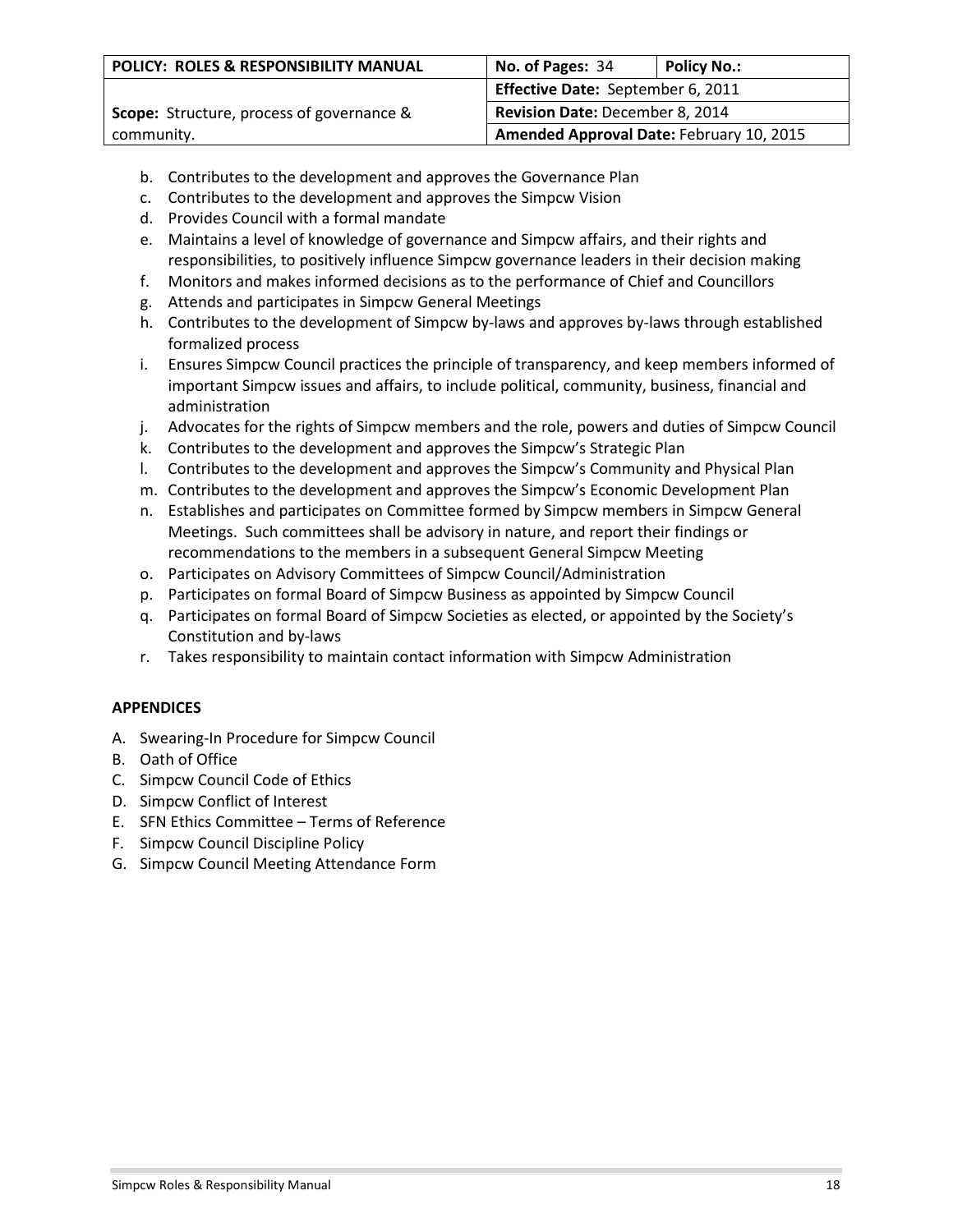b. Contributes to the development and approves the Governance Plan
c. Contributes to the development and approves the Simpcw Vision
d. Provides Council with a formal mandate
e. Maintains a level of knowledge of governance and Simpcw affairs, and their rights and responsibilities, to positively influence Simpcw governance leaders in their decision making
f. Monitors and makes informed decisions as to the performance of Chief and Councillors
g. Attends and participates in Simpcw General Meetings
h. Contributes to the development of Simpcw by-laws and approves by-laws through established formalized process
i. Ensures Simpcw Council practices the principle of transparency, and keep members informed of important Simpcw issues and affairs, to include political, community, business, financial and administration
j. Advocates for the rights of Simpcw members and the role, powers and duties of Simpcw Council
k. Contributes to the development and approves the Simpcw's Strategic Plan
l. Contributes to the development and approves the Simpcw's Community and Physical Plan
m. Contributes to the development and approves the Simpcw's Economic Development Plan
n. Establishes and participates on Committee formed by Simpcw members in Simpcw General Meetings. Such committees shall be advisory in nature, and report their findings or recommendations to the members in a subsequent General Simpcw Meeting
o. Participates on Advisory Committees of Simpcw Council/Administration
p. Participates on formal Board of Simpcw Business as appointed by Simpcw Council
q. Participates on formal Board of Simpcw Societies as elected, or appointed by the Society's Constitution and by-laws
r. Takes responsibility to maintain contact information with Simpcw Administration

**APPENDICES**

A. Swearing-In Procedure for Simpcw Council
B. Oath of Office
C. Simpcw Council Code of Ethics
D. Simpcw Conflict of Interest
E. SFN Ethics Committee – Terms of Reference
F. Simpcw Council Discipline Policy
G. Simpcw Council Meeting Attendance Form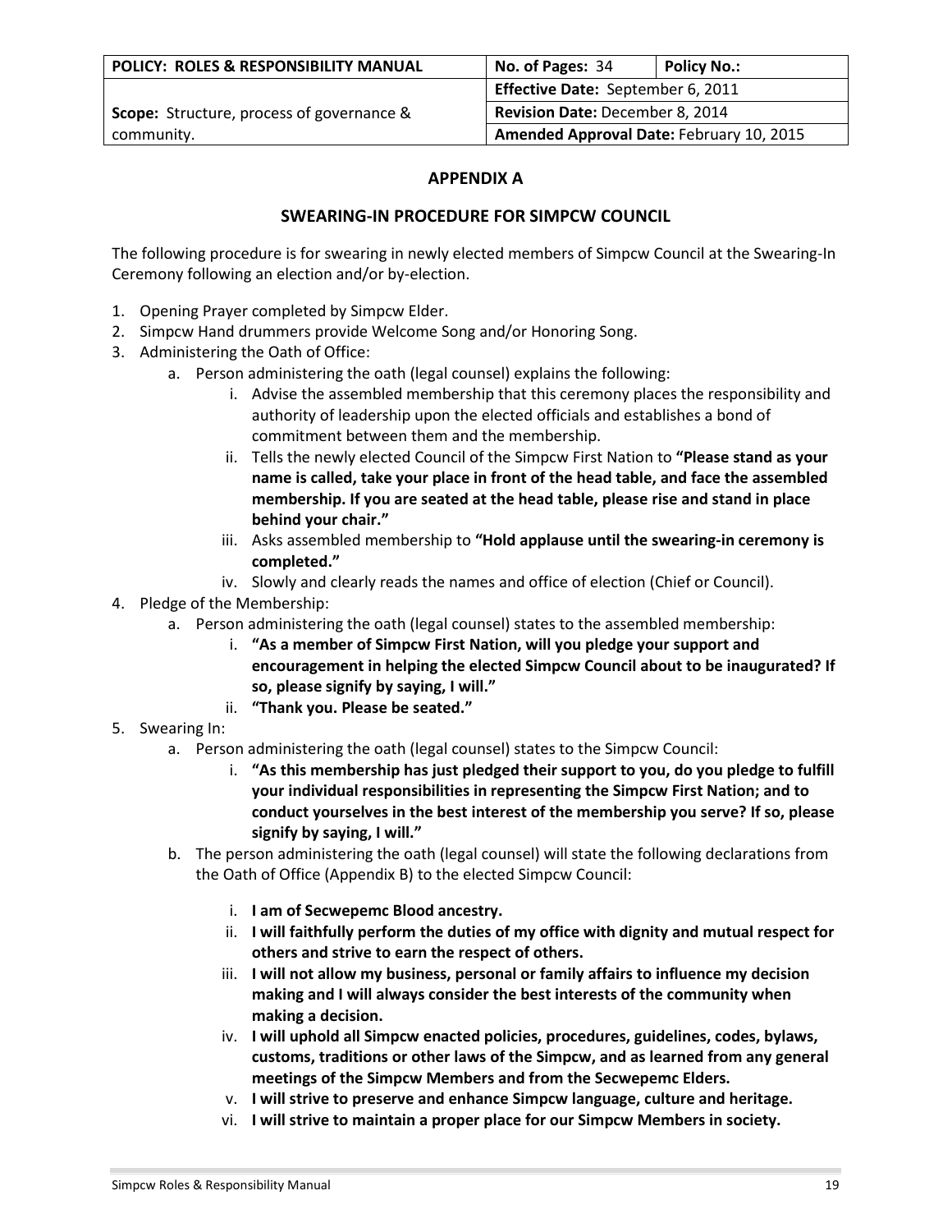| POLICY: ROLES & RESPONSIBILITY MANUAL | No. of Pages: 34 | Policy No.: |
|---|---|---|
| Scope: Structure, process of governance & community. | Effective Date: September 6, 2011 | |
| | Revision Date: December 8, 2014 | |
| | Amended Approval Date: February 10, 2015 | |

## APPENDIX A

## SWEARING-IN PROCEDURE FOR SIMPCW COUNCIL

The following procedure is for swearing in newly elected members of Simpcw Council at the Swearing-In Ceremony following an election and/or by-election.

1. Opening Prayer completed by Simpcw Elder.
2. Simpcw Hand drummers provide Welcome Song and/or Honoring Song.
3. Administering the Oath of Office:
    a. Person administering the oath (legal counsel) explains the following:
        i. Advise the assembled membership that this ceremony places the responsibility and authority of leadership upon the elected officials and establishes a bond of commitment between them and the membership.
        ii. Tells the newly elected Council of the Simpcw First Nation to **"Please stand as your name is called, take your place in front of the head table, and face the assembled membership. If you are seated at the head table, please rise and stand in place behind your chair."**
        iii. Asks assembled membership to **"Hold applause until the swearing-in ceremony is completed."**
        iv. Slowly and clearly reads the names and office of election (Chief or Council).
4. Pledge of the Membership:
    a. Person administering the oath (legal counsel) states to the assembled membership:
        i. **"As a member of Simpcw First Nation, will you pledge your support and encouragement in helping the elected Simpcw Council about to be inaugurated? If so, please signify by saying, I will."**
        ii. **"Thank you. Please be seated."**
5. Swearing In:
    a. Person administering the oath (legal counsel) states to the Simpcw Council:
        i. **"As this membership has just pledged their support to you, do you pledge to fulfill your individual responsibilities in representing the Simpcw First Nation; and to conduct yourselves in the best interest of the membership you serve? If so, please signify by saying, I will."**
    b. The person administering the oath (legal counsel) will state the following declarations from the Oath of Office (Appendix B) to the elected Simpcw Council:
        i. **I am of Secwepemc Blood ancestry.**
        ii. **I will faithfully perform the duties of my office with dignity and mutual respect for others and strive to earn the respect of others.**
        iii. **I will not allow my business, personal or family affairs to influence my decision making and I will always consider the best interests of the community when making a decision.**
        iv. **I will uphold all Simpcw enacted policies, procedures, guidelines, codes, bylaws, customs, traditions or other laws of the Simpcw, and as learned from any general meetings of the Simpcw Members and from the Secwepemc Elders.**
        v. **I will strive to preserve and enhance Simpcw language, culture and heritage.**
        vi. **I will strive to maintain a proper place for our Simpcw Members in society.**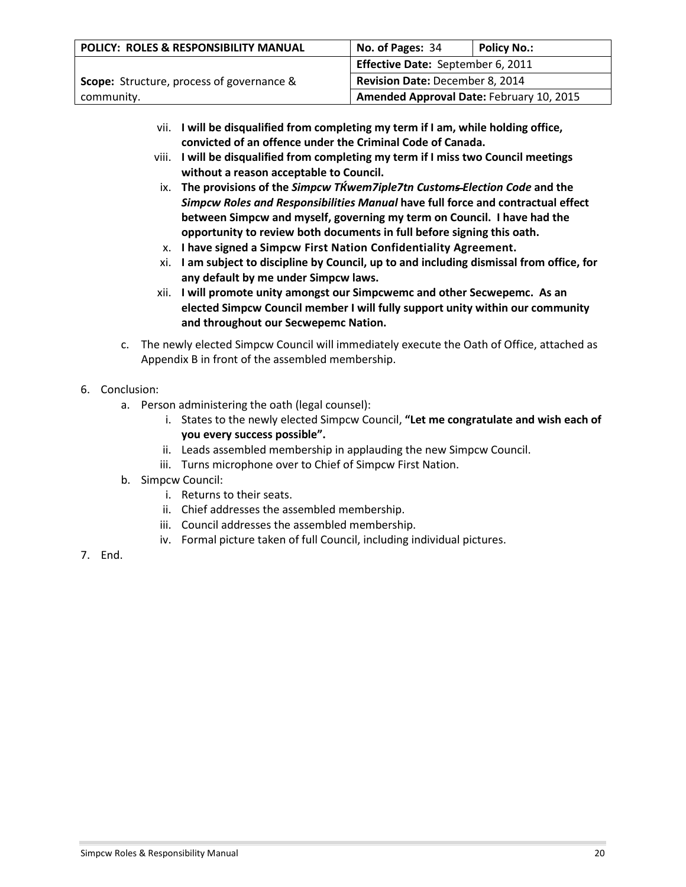vii. **I will be disqualified from completing my term if I am, while holding office, convicted of an offence under the Criminal Code of Canada.**
    viii. **I will be disqualified from completing my term if I miss two Council meetings without a reason acceptable to Council.**
    ix. **The provisions of the *Simpcw TḰwem7iple7tn ~~Customs~~ Election Code* and the *Simpcw Roles and Responsibilities Manual* have full force and contractual effect between Simpcw and myself, governing my term on Council. I have had the opportunity to review both documents in full before signing this oath.**
    x. **I have signed a Simpcw First Nation Confidentiality Agreement.**
    xi. **I am subject to discipline by Council, up to and including dismissal from office, for any default by me under Simpcw laws.**
    xii. **I will promote unity amongst our Simpcwemc and other Secwepemc. As an elected Simpcw Council member I will fully support unity within our community and throughout our Secwepemc Nation.**

  c. The newly elected Simpcw Council will immediately execute the Oath of Office, attached as Appendix B in front of the assembled membership.

6. Conclusion:
   a. Person administering the oath (legal counsel):
      i. States to the newly elected Simpcw Council, **"Let me congratulate and wish each of you every success possible".**
      ii. Leads assembled membership in applauding the new Simpcw Council.
      iii. Turns microphone over to Chief of Simpcw First Nation.
   b. Simpcw Council:
      i. Returns to their seats.
      ii. Chief addresses the assembled membership.
      iii. Council addresses the assembled membership.
      iv. Formal picture taken of full Council, including individual pictures.
7. End.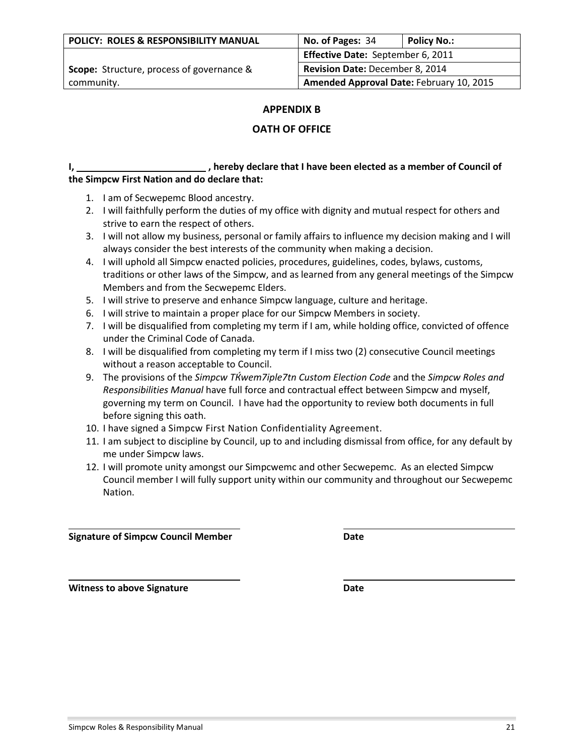| POLICY: ROLES & RESPONSIBILITY MANUAL | No. of Pages: 34 | Policy No.: |
|---|---|---|
| Scope: Structure, process of governance & community. | Effective Date: September 6, 2011 | |
| | Revision Date: December 8, 2014 | |
| | Amended Approval Date: February 10, 2015 | |

## APPENDIX B

## OATH OF OFFICE

**I, \_\_\_\_\_\_\_\_\_\_\_\_\_\_\_\_\_\_\_\_\_\_\_\_\_ , hereby declare that I have been elected as a member of Council of the Simpcw First Nation and do declare that:**

1. I am of Secwepemc Blood ancestry.
2. I will faithfully perform the duties of my office with dignity and mutual respect for others and strive to earn the respect of others.
3. I will not allow my business, personal or family affairs to influence my decision making and I will always consider the best interests of the community when making a decision.
4. I will uphold all Simpcw enacted policies, procedures, guidelines, codes, bylaws, customs, traditions or other laws of the Simpcw, and as learned from any general meetings of the Simpcw Members and from the Secwepemc Elders.
5. I will strive to preserve and enhance Simpcw language, culture and heritage.
6. I will strive to maintain a proper place for our Simpcw Members in society.
7. I will be disqualified from completing my term if I am, while holding office, convicted of offence under the Criminal Code of Canada.
8. I will be disqualified from completing my term if I miss two (2) consecutive Council meetings without a reason acceptable to Council.
9. The provisions of the *Simpcw TḰwem7iple7tn Custom Election Code* and the *Simpcw Roles and Responsibilities Manual* have full force and contractual effect between Simpcw and myself, governing my term on Council. I have had the opportunity to review both documents in full before signing this oath.
10. I have signed a Simpcw First Nation Confidentiality Agreement.
11. I am subject to discipline by Council, up to and including dismissal from office, for any default by me under Simpcw laws.
12. I will promote unity amongst our Simpcwemc and other Secwepemc. As an elected Simpcw Council member I will fully support unity within our community and throughout our Secwepemc Nation.

\_\_\_\_\_\_\_\_\_\_\_\_\_\_\_\_\_\_\_\_\_\_\_\_\_\_\_\_\_\_\_\_ \_\_\_\_\_\_\_\_\_\_\_\_\_\_\_\_\_\_\_\_\_\_\_\_\_\_\_\_\_\_\_\_

**Signature of Simpcw Council Member** **Date**

\_\_\_\_\_\_\_\_\_\_\_\_\_\_\_\_\_\_\_\_\_\_\_\_\_\_\_\_\_\_\_\_ \_\_\_\_\_\_\_\_\_\_\_\_\_\_\_\_\_\_\_\_\_\_\_\_\_\_\_\_\_\_\_\_

**Witness to above Signature** **Date**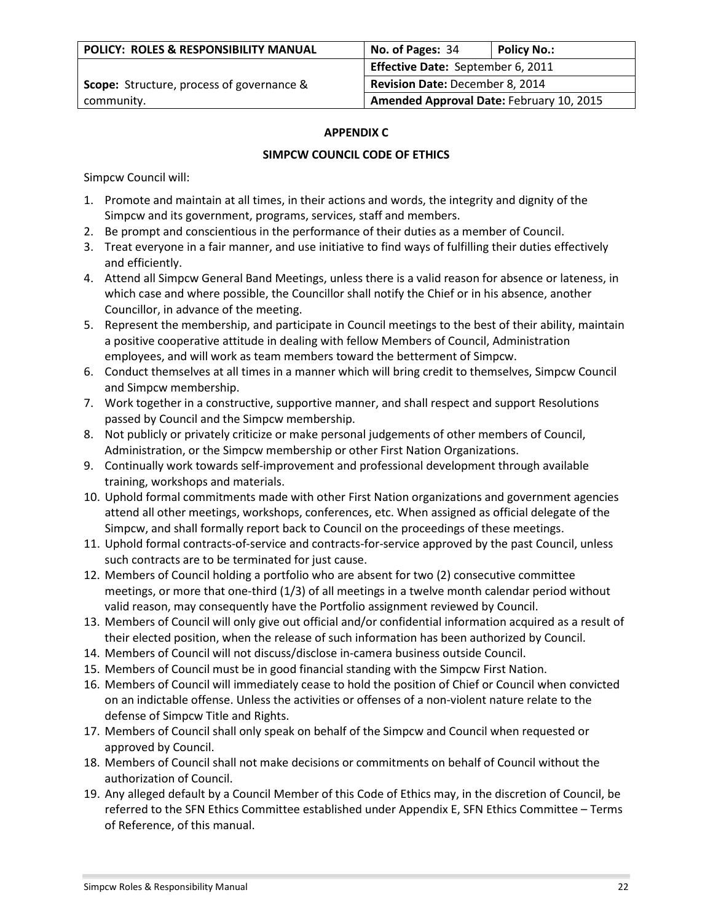| POLICY: ROLES & RESPONSIBILITY MANUAL | No. of Pages: 34 | Policy No.: |
|---|---|---|
| Scope: Structure, process of governance & community. | Effective Date: September 6, 2011 | |
| | Revision Date: December 8, 2014 | |
| | Amended Approval Date: February 10, 2015 | |

## APPENDIX C

## SIMPCW COUNCIL CODE OF ETHICS

Simpcw Council will:

1. Promote and maintain at all times, in their actions and words, the integrity and dignity of the Simpcw and its government, programs, services, staff and members.
2. Be prompt and conscientious in the performance of their duties as a member of Council.
3. Treat everyone in a fair manner, and use initiative to find ways of fulfilling their duties effectively and efficiently.
4. Attend all Simpcw General Band Meetings, unless there is a valid reason for absence or lateness, in which case and where possible, the Councillor shall notify the Chief or in his absence, another Councillor, in advance of the meeting.
5. Represent the membership, and participate in Council meetings to the best of their ability, maintain a positive cooperative attitude in dealing with fellow Members of Council, Administration employees, and will work as team members toward the betterment of Simpcw.
6. Conduct themselves at all times in a manner which will bring credit to themselves, Simpcw Council and Simpcw membership.
7. Work together in a constructive, supportive manner, and shall respect and support Resolutions passed by Council and the Simpcw membership.
8. Not publicly or privately criticize or make personal judgements of other members of Council, Administration, or the Simpcw membership or other First Nation Organizations.
9. Continually work towards self-improvement and professional development through available training, workshops and materials.
10. Uphold formal commitments made with other First Nation organizations and government agencies attend all other meetings, workshops, conferences, etc. When assigned as official delegate of the Simpcw, and shall formally report back to Council on the proceedings of these meetings.
11. Uphold formal contracts-of-service and contracts-for-service approved by the past Council, unless such contracts are to be terminated for just cause.
12. Members of Council holding a portfolio who are absent for two (2) consecutive committee meetings, or more that one-third (1/3) of all meetings in a twelve month calendar period without valid reason, may consequently have the Portfolio assignment reviewed by Council.
13. Members of Council will only give out official and/or confidential information acquired as a result of their elected position, when the release of such information has been authorized by Council.
14. Members of Council will not discuss/disclose in-camera business outside Council.
15. Members of Council must be in good financial standing with the Simpcw First Nation.
16. Members of Council will immediately cease to hold the position of Chief or Council when convicted on an indictable offense. Unless the activities or offenses of a non-violent nature relate to the defense of Simpcw Title and Rights.
17. Members of Council shall only speak on behalf of the Simpcw and Council when requested or approved by Council.
18. Members of Council shall not make decisions or commitments on behalf of Council without the authorization of Council.
19. Any alleged default by a Council Member of this Code of Ethics may, in the discretion of Council, be referred to the SFN Ethics Committee established under Appendix E, SFN Ethics Committee – Terms of Reference, of this manual.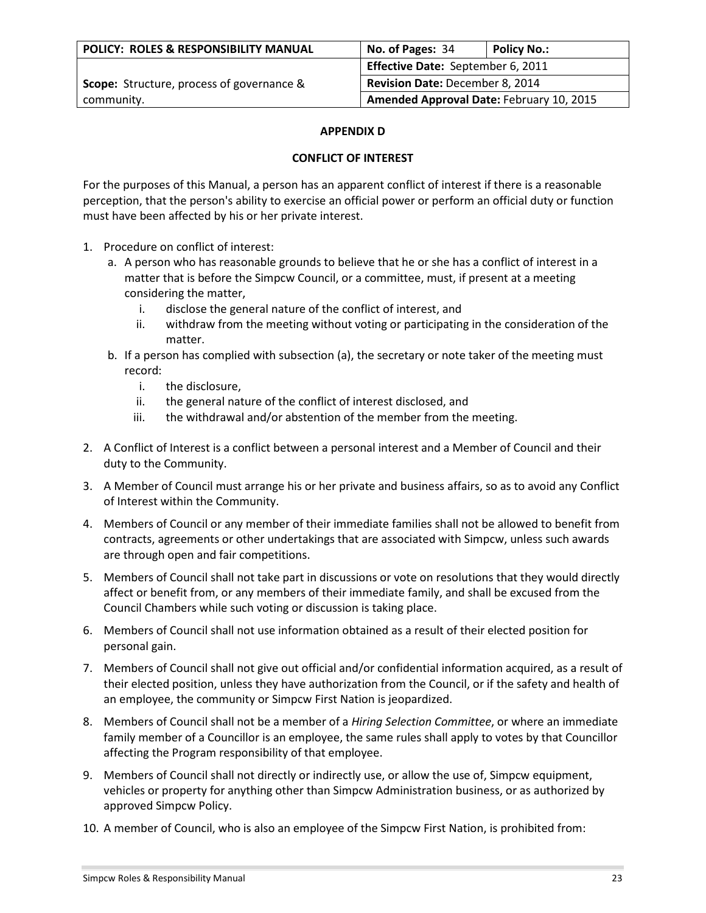| POLICY: ROLES & RESPONSIBILITY MANUAL | No. of Pages: 34 | Policy No.: |
| --- | --- | --- |
| Scope: Structure, process of governance & community. | Effective Date: September 6, 2011 | |
| | Revision Date: December 8, 2014 | |
| | Amended Approval Date: February 10, 2015 | |

## APPENDIX D

## CONFLICT OF INTEREST

For the purposes of this Manual, a person has an apparent conflict of interest if there is a reasonable perception, that the person's ability to exercise an official power or perform an official duty or function must have been affected by his or her private interest.

1. Procedure on conflict of interest:
   a. A person who has reasonable grounds to believe that he or she has a conflict of interest in a matter that is before the Simpcw Council, or a committee, must, if present at a meeting considering the matter,
      i. disclose the general nature of the conflict of interest, and
      ii. withdraw from the meeting without voting or participating in the consideration of the matter.
   b. If a person has complied with subsection (a), the secretary or note taker of the meeting must record:
      i. the disclosure,
      ii. the general nature of the conflict of interest disclosed, and
      iii. the withdrawal and/or abstention of the member from the meeting.
2. A Conflict of Interest is a conflict between a personal interest and a Member of Council and their duty to the Community.
3. A Member of Council must arrange his or her private and business affairs, so as to avoid any Conflict of Interest within the Community.
4. Members of Council or any member of their immediate families shall not be allowed to benefit from contracts, agreements or other undertakings that are associated with Simpcw, unless such awards are through open and fair competitions.
5. Members of Council shall not take part in discussions or vote on resolutions that they would directly affect or benefit from, or any members of their immediate family, and shall be excused from the Council Chambers while such voting or discussion is taking place.
6. Members of Council shall not use information obtained as a result of their elected position for personal gain.
7. Members of Council shall not give out official and/or confidential information acquired, as a result of their elected position, unless they have authorization from the Council, or if the safety and health of an employee, the community or Simpcw First Nation is jeopardized.
8. Members of Council shall not be a member of a *Hiring Selection Committee*, or where an immediate family member of a Councillor is an employee, the same rules shall apply to votes by that Councillor affecting the Program responsibility of that employee.
9. Members of Council shall not directly or indirectly use, or allow the use of, Simpcw equipment, vehicles or property for anything other than Simpcw Administration business, or as authorized by approved Simpcw Policy.
10. A member of Council, who is also an employee of the Simpcw First Nation, is prohibited from: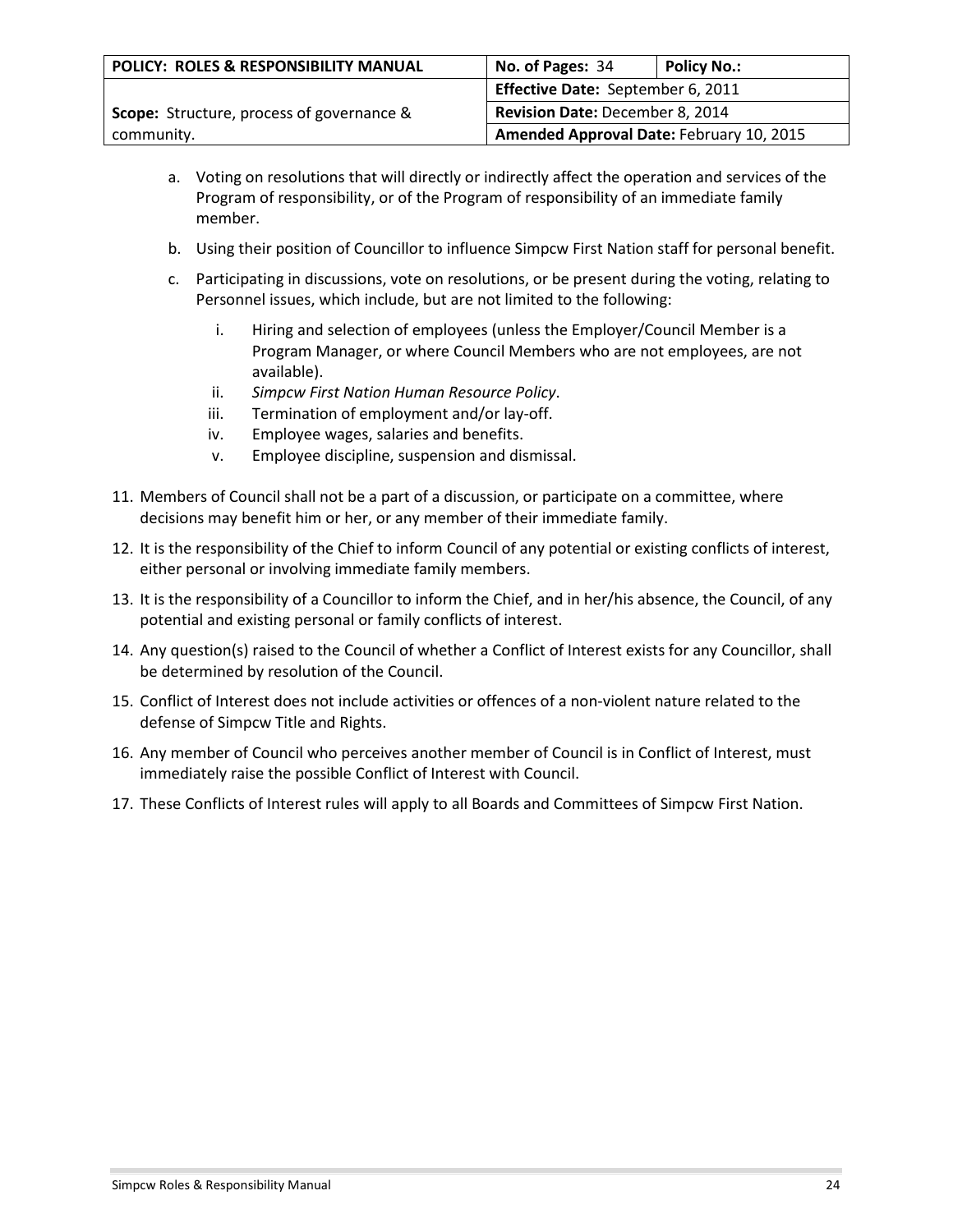a. Voting on resolutions that will directly or indirectly affect the operation and services of the Program of responsibility, or of the Program of responsibility of an immediate family member.

b. Using their position of Councillor to influence Simpcw First Nation staff for personal benefit.

c. Participating in discussions, vote on resolutions, or be present during the voting, relating to Personnel issues, which include, but are not limited to the following:

    i. Hiring and selection of employees (unless the Employer/Council Member is a Program Manager, or where Council Members who are not employees, are not available).
    ii. *Simpcw First Nation Human Resource Policy*.
    iii. Termination of employment and/or lay-off.
    iv. Employee wages, salaries and benefits.
    v. Employee discipline, suspension and dismissal.

11. Members of Council shall not be a part of a discussion, or participate on a committee, where decisions may benefit him or her, or any member of their immediate family.

12. It is the responsibility of the Chief to inform Council of any potential or existing conflicts of interest, either personal or involving immediate family members.

13. It is the responsibility of a Councillor to inform the Chief, and in her/his absence, the Council, of any potential and existing personal or family conflicts of interest.

14. Any question(s) raised to the Council of whether a Conflict of Interest exists for any Councillor, shall be determined by resolution of the Council.

15. Conflict of Interest does not include activities or offences of a non-violent nature related to the defense of Simpcw Title and Rights.

16. Any member of Council who perceives another member of Council is in Conflict of Interest, must immediately raise the possible Conflict of Interest with Council.

17. These Conflicts of Interest rules will apply to all Boards and Committees of Simpcw First Nation.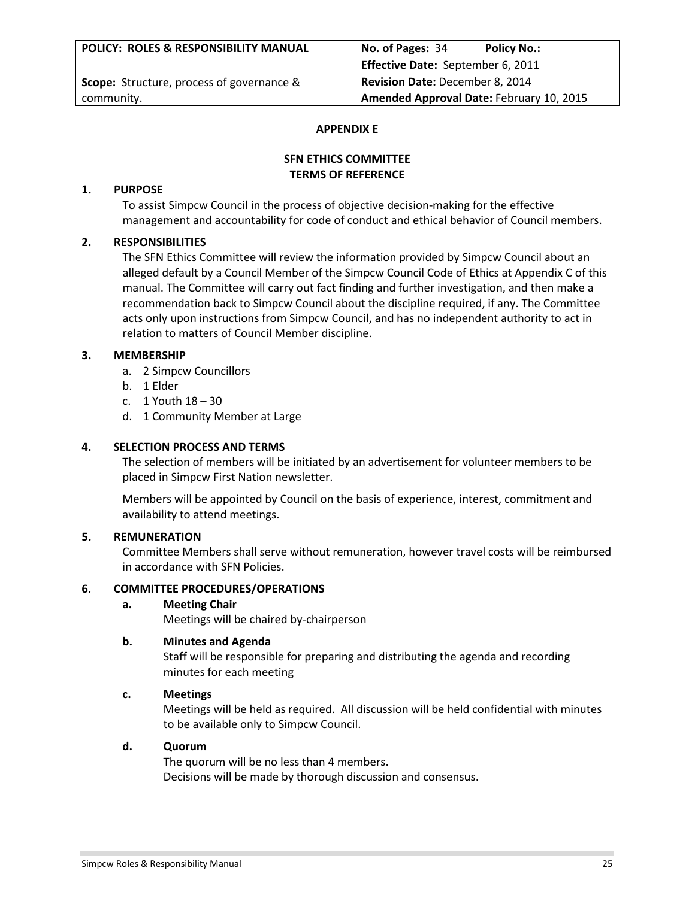| POLICY: ROLES & RESPONSIBILITY MANUAL | No. of Pages: 34 | Policy No.: |
|---|---|---|
| Scope: Structure, process of governance & community. | Effective Date: September 6, 2011 | |
| | Revision Date: December 8, 2014 | |
| | Amended Approval Date: February 10, 2015 | |

## APPENDIX E

## SFN ETHICS COMMITTEE
## TERMS OF REFERENCE

### 1. PURPOSE

To assist Simpcw Council in the process of objective decision-making for the effective management and accountability for code of conduct and ethical behavior of Council members.

### 2. RESPONSIBILITIES

The SFN Ethics Committee will review the information provided by Simpcw Council about an alleged default by a Council Member of the Simpcw Council Code of Ethics at Appendix C of this manual. The Committee will carry out fact finding and further investigation, and then make a recommendation back to Simpcw Council about the discipline required, if any. The Committee acts only upon instructions from Simpcw Council, and has no independent authority to act in relation to matters of Council Member discipline.

### 3. MEMBERSHIP

a. 2 Simpcw Councillors
b. 1 Elder
c. 1 Youth 18 – 30
d. 1 Community Member at Large

### 4. SELECTION PROCESS AND TERMS

The selection of members will be initiated by an advertisement for volunteer members to be placed in Simpcw First Nation newsletter.

Members will be appointed by Council on the basis of experience, interest, commitment and availability to attend meetings.

### 5. REMUNERATION

Committee Members shall serve without remuneration, however travel costs will be reimbursed in accordance with SFN Policies.

### 6. COMMITTEE PROCEDURES/OPERATIONS

**a. Meeting Chair**

Meetings will be chaired by-chairperson

**b. Minutes and Agenda**

Staff will be responsible for preparing and distributing the agenda and recording minutes for each meeting

**c. Meetings**

Meetings will be held as required. All discussion will be held confidential with minutes to be available only to Simpcw Council.

**d. Quorum**

The quorum will be no less than 4 members.
Decisions will be made by thorough discussion and consensus.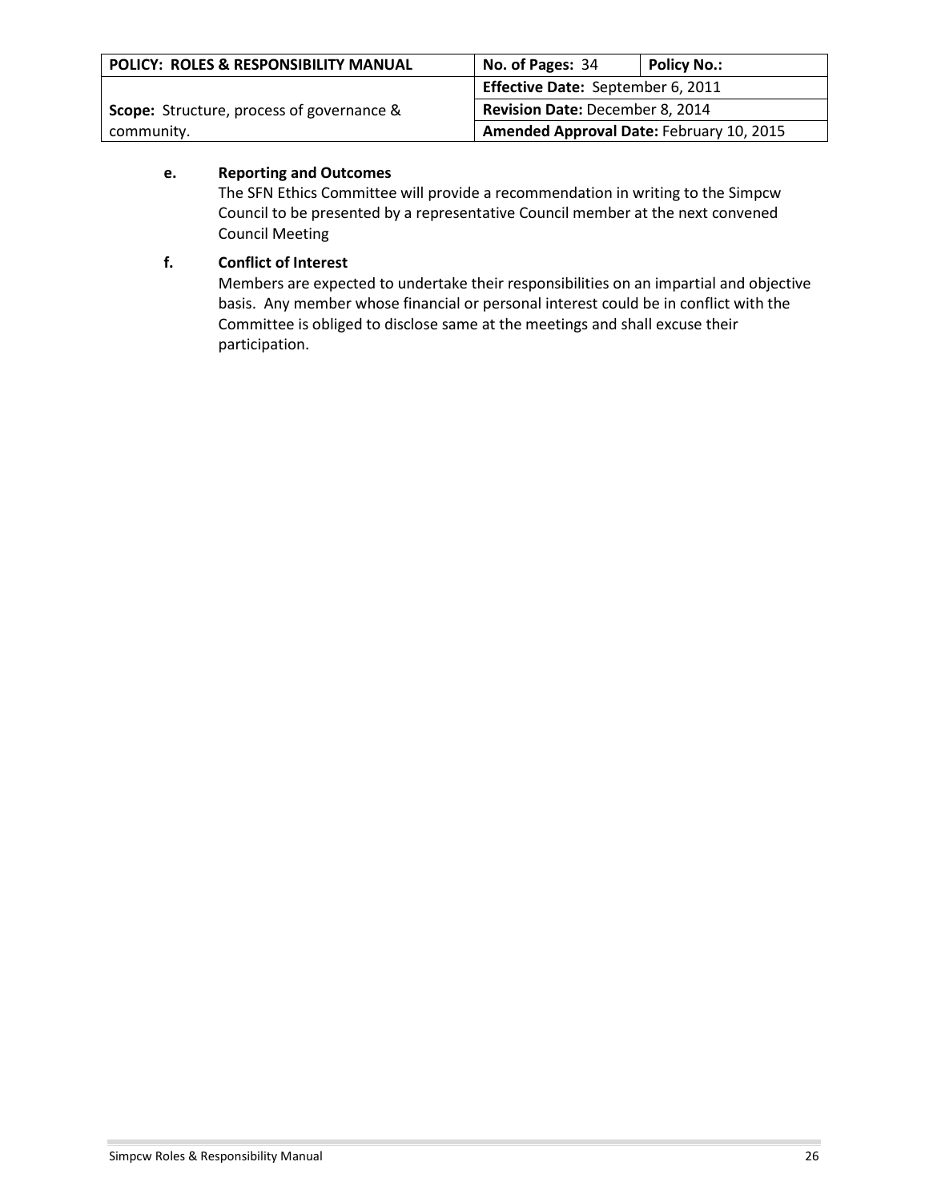**e. Reporting and Outcomes**

The SFN Ethics Committee will provide a recommendation in writing to the Simpcw Council to be presented by a representative Council member at the next convened Council Meeting

**f. Conflict of Interest**

Members are expected to undertake their responsibilities on an impartial and objective basis. Any member whose financial or personal interest could be in conflict with the Committee is obliged to disclose same at the meetings and shall excuse their participation.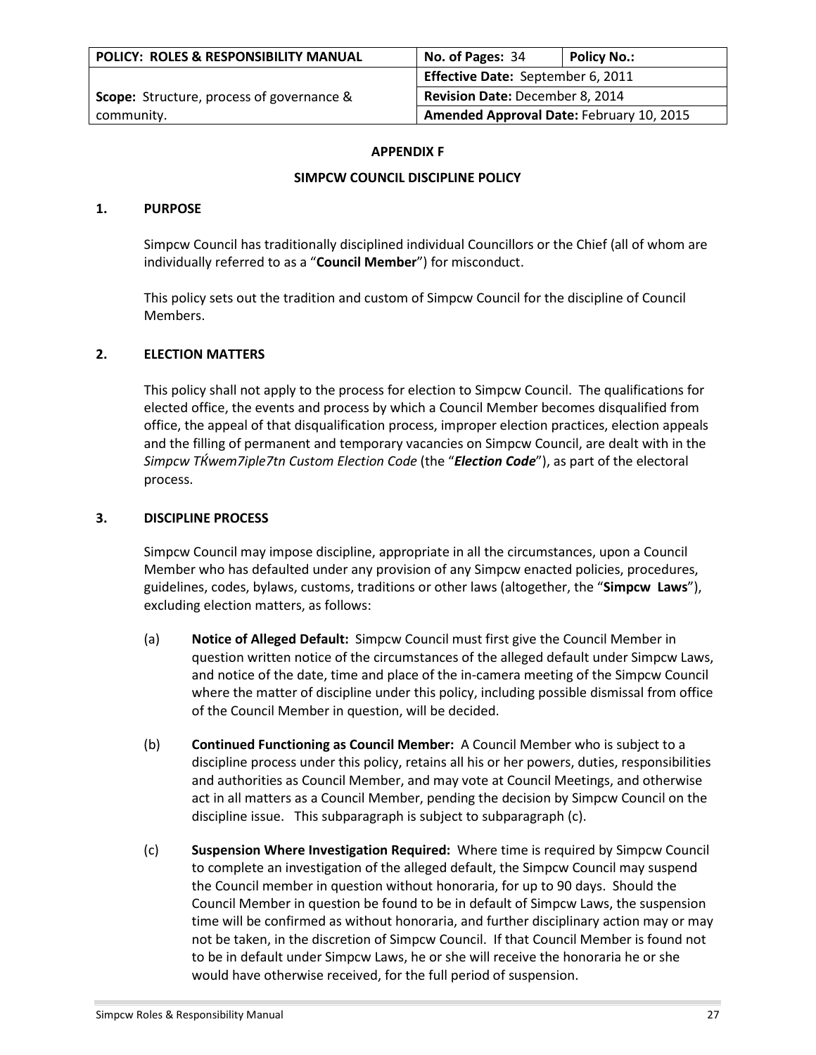| POLICY: ROLES & RESPONSIBILITY MANUAL | No. of Pages: 34 | Policy No.: |
|---|---|---|
| Scope: Structure, process of governance & community. | Effective Date: September 6, 2011 | |
| | Revision Date: December 8, 2014 | |
| | Amended Approval Date: February 10, 2015 | |

## APPENDIX F

## SIMPCW COUNCIL DISCIPLINE POLICY

### 1. PURPOSE

Simpcw Council has traditionally disciplined individual Councillors or the Chief (all of whom are individually referred to as a "**Council Member**") for misconduct.

This policy sets out the tradition and custom of Simpcw Council for the discipline of Council Members.

### 2. ELECTION MATTERS

This policy shall not apply to the process for election to Simpcw Council. The qualifications for elected office, the events and process by which a Council Member becomes disqualified from office, the appeal of that disqualification process, improper election practices, election appeals and the filling of permanent and temporary vacancies on Simpcw Council, are dealt with in the *Simpcw TḰwem7iple7tn Custom Election Code* (the "***Election Code***"), as part of the electoral process.

### 3. DISCIPLINE PROCESS

Simpcw Council may impose discipline, appropriate in all the circumstances, upon a Council Member who has defaulted under any provision of any Simpcw enacted policies, procedures, guidelines, codes, bylaws, customs, traditions or other laws (altogether, the "**Simpcw Laws**"), excluding election matters, as follows:

(a) **Notice of Alleged Default:** Simpcw Council must first give the Council Member in question written notice of the circumstances of the alleged default under Simpcw Laws, and notice of the date, time and place of the in-camera meeting of the Simpcw Council where the matter of discipline under this policy, including possible dismissal from office of the Council Member in question, will be decided.

(b) **Continued Functioning as Council Member:** A Council Member who is subject to a discipline process under this policy, retains all his or her powers, duties, responsibilities and authorities as Council Member, and may vote at Council Meetings, and otherwise act in all matters as a Council Member, pending the decision by Simpcw Council on the discipline issue. This subparagraph is subject to subparagraph (c).

(c) **Suspension Where Investigation Required:** Where time is required by Simpcw Council to complete an investigation of the alleged default, the Simpcw Council may suspend the Council member in question without honoraria, for up to 90 days. Should the Council Member in question be found to be in default of Simpcw Laws, the suspension time will be confirmed as without honoraria, and further disciplinary action may or may not be taken, in the discretion of Simpcw Council. If that Council Member is found not to be in default under Simpcw Laws, he or she will receive the honoraria he or she would have otherwise received, for the full period of suspension.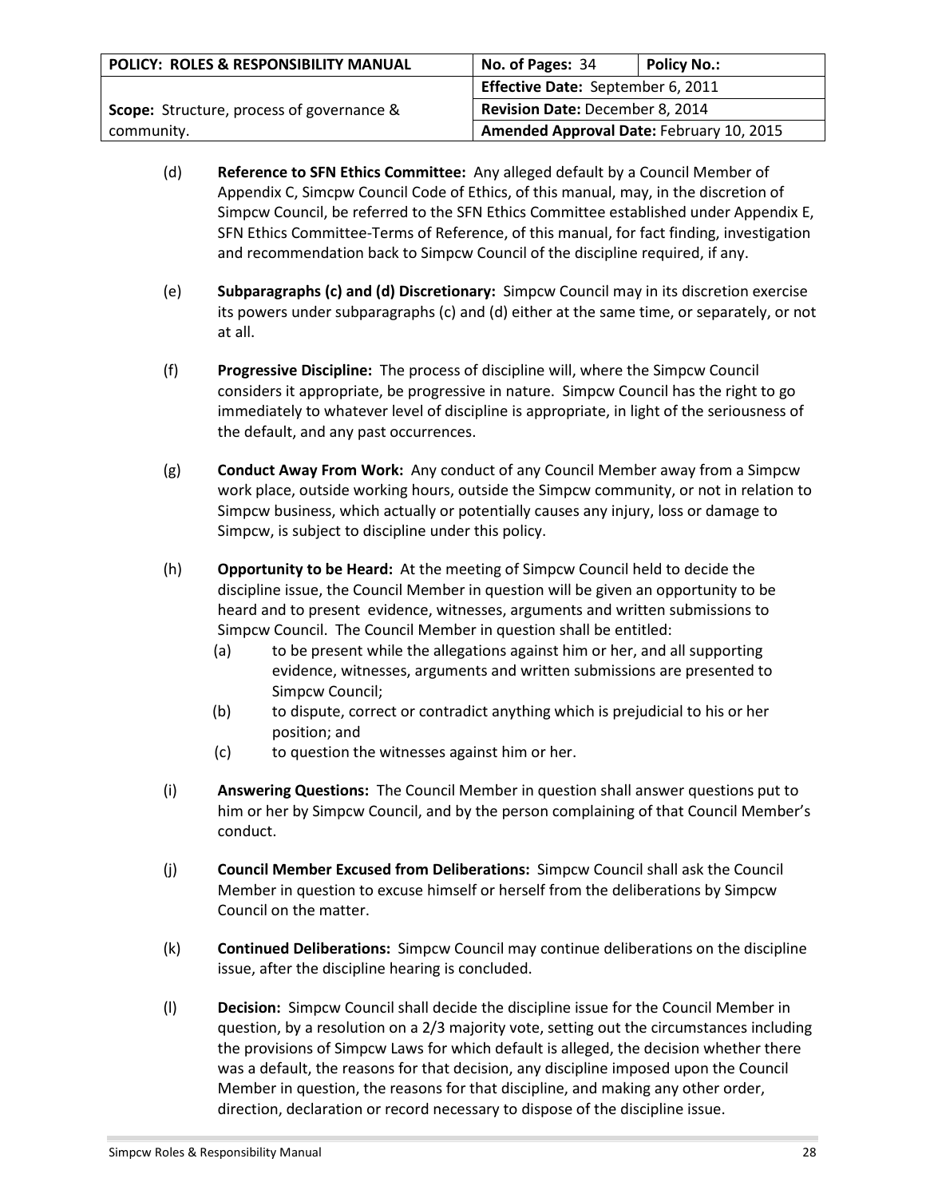| POLICY: ROLES & RESPONSIBILITY MANUAL | No. of Pages: 34 | Policy No.: |
|---|---|---|
| Scope: Structure, process of governance & community. | Effective Date: September 6, 2011 | |
| | Revision Date: December 8, 2014 | |
| | Amended Approval Date: February 10, 2015 | |

(d) **Reference to SFN Ethics Committee:** Any alleged default by a Council Member of Appendix C, Simcpw Council Code of Ethics, of this manual, may, in the discretion of Simpcw Council, be referred to the SFN Ethics Committee established under Appendix E, SFN Ethics Committee-Terms of Reference, of this manual, for fact finding, investigation and recommendation back to Simpcw Council of the discipline required, if any.

(e) **Subparagraphs (c) and (d) Discretionary:** Simpcw Council may in its discretion exercise its powers under subparagraphs (c) and (d) either at the same time, or separately, or not at all.

(f) **Progressive Discipline:** The process of discipline will, where the Simpcw Council considers it appropriate, be progressive in nature. Simpcw Council has the right to go immediately to whatever level of discipline is appropriate, in light of the seriousness of the default, and any past occurrences.

(g) **Conduct Away From Work:** Any conduct of any Council Member away from a Simpcw work place, outside working hours, outside the Simpcw community, or not in relation to Simpcw business, which actually or potentially causes any injury, loss or damage to Simpcw, is subject to discipline under this policy.

(h) **Opportunity to be Heard:** At the meeting of Simpcw Council held to decide the discipline issue, the Council Member in question will be given an opportunity to be heard and to present evidence, witnesses, arguments and written submissions to Simpcw Council. The Council Member in question shall be entitled:

   (a) to be present while the allegations against him or her, and all supporting evidence, witnesses, arguments and written submissions are presented to Simpcw Council;

   (b) to dispute, correct or contradict anything which is prejudicial to his or her position; and

   (c) to question the witnesses against him or her.

(i) **Answering Questions:** The Council Member in question shall answer questions put to him or her by Simpcw Council, and by the person complaining of that Council Member's conduct.

(j) **Council Member Excused from Deliberations:** Simpcw Council shall ask the Council Member in question to excuse himself or herself from the deliberations by Simpcw Council on the matter.

(k) **Continued Deliberations:** Simpcw Council may continue deliberations on the discipline issue, after the discipline hearing is concluded.

(l) **Decision:** Simpcw Council shall decide the discipline issue for the Council Member in question, by a resolution on a 2/3 majority vote, setting out the circumstances including the provisions of Simpcw Laws for which default is alleged, the decision whether there was a default, the reasons for that decision, any discipline imposed upon the Council Member in question, the reasons for that discipline, and making any other order, direction, declaration or record necessary to dispose of the discipline issue.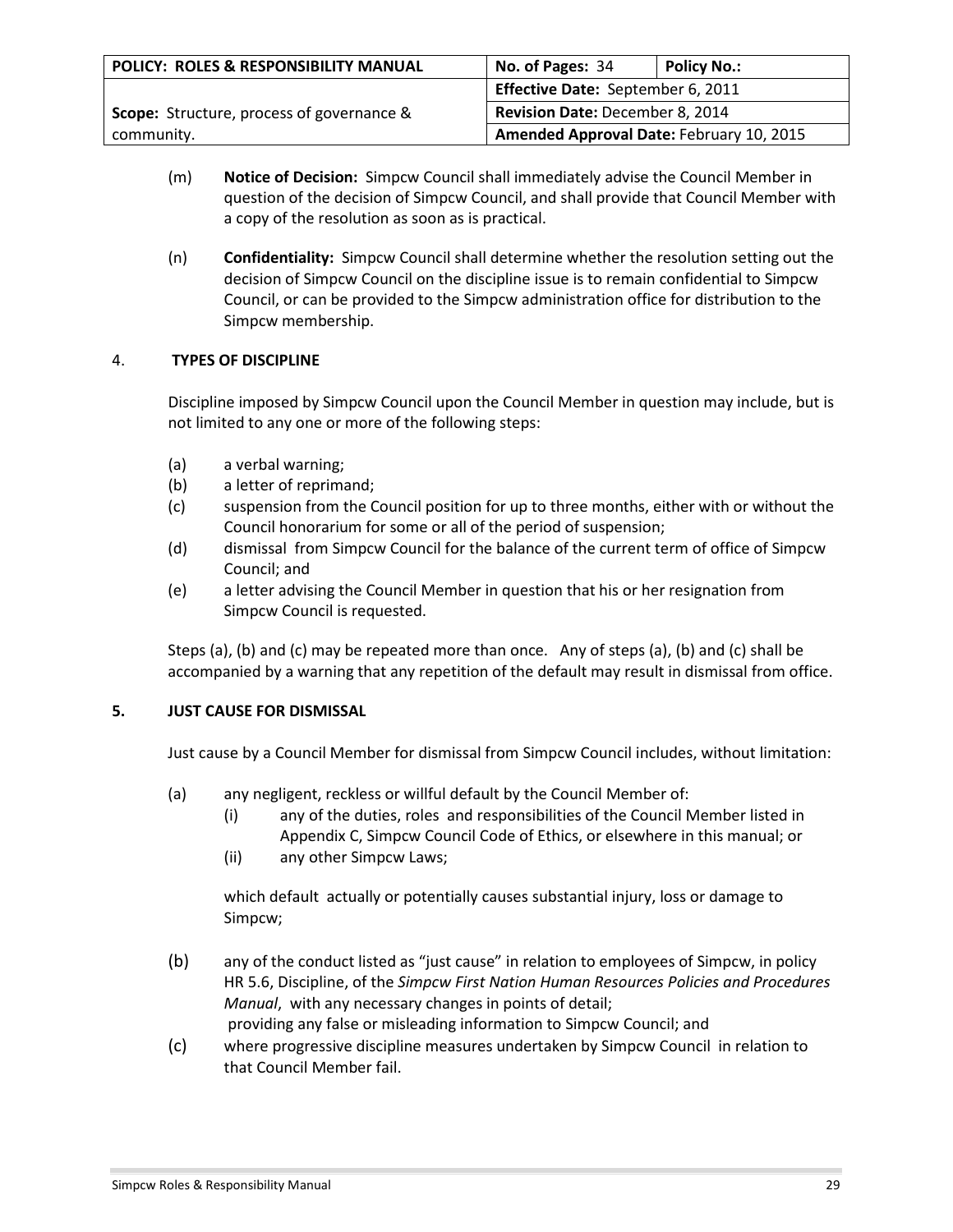| POLICY: ROLES & RESPONSIBILITY MANUAL | No. of Pages: 34 | Policy No.: |
|---|---|---|
| Scope: Structure, process of governance & community. | Effective Date: September 6, 2011 | |
| | Revision Date: December 8, 2014 | |
| | Amended Approval Date: February 10, 2015 | |

(m) **Notice of Decision:** Simpcw Council shall immediately advise the Council Member in question of the decision of Simpcw Council, and shall provide that Council Member with a copy of the resolution as soon as is practical.

(n) **Confidentiality:** Simpcw Council shall determine whether the resolution setting out the decision of Simpcw Council on the discipline issue is to remain confidential to Simpcw Council, or can be provided to the Simpcw administration office for distribution to the Simpcw membership.

## 4. TYPES OF DISCIPLINE

Discipline imposed by Simpcw Council upon the Council Member in question may include, but is not limited to any one or more of the following steps:

(a) a verbal warning;
(b) a letter of reprimand;
(c) suspension from the Council position for up to three months, either with or without the Council honorarium for some or all of the period of suspension;
(d) dismissal from Simpcw Council for the balance of the current term of office of Simpcw Council; and
(e) a letter advising the Council Member in question that his or her resignation from Simpcw Council is requested.

Steps (a), (b) and (c) may be repeated more than once. Any of steps (a), (b) and (c) shall be accompanied by a warning that any repetition of the default may result in dismissal from office.

## 5. JUST CAUSE FOR DISMISSAL

Just cause by a Council Member for dismissal from Simpcw Council includes, without limitation:

(a) any negligent, reckless or willful default by the Council Member of:
  (i) any of the duties, roles and responsibilities of the Council Member listed in Appendix C, Simpcw Council Code of Ethics, or elsewhere in this manual; or
  (ii) any other Simpcw Laws;

  which default actually or potentially causes substantial injury, loss or damage to Simpcw;

(b) any of the conduct listed as "just cause" in relation to employees of Simpcw, in policy HR 5.6, Discipline, of the *Simpcw First Nation Human Resources Policies and Procedures Manual*, with any necessary changes in points of detail;
  providing any false or misleading information to Simpcw Council; and

(c) where progressive discipline measures undertaken by Simpcw Council in relation to that Council Member fail.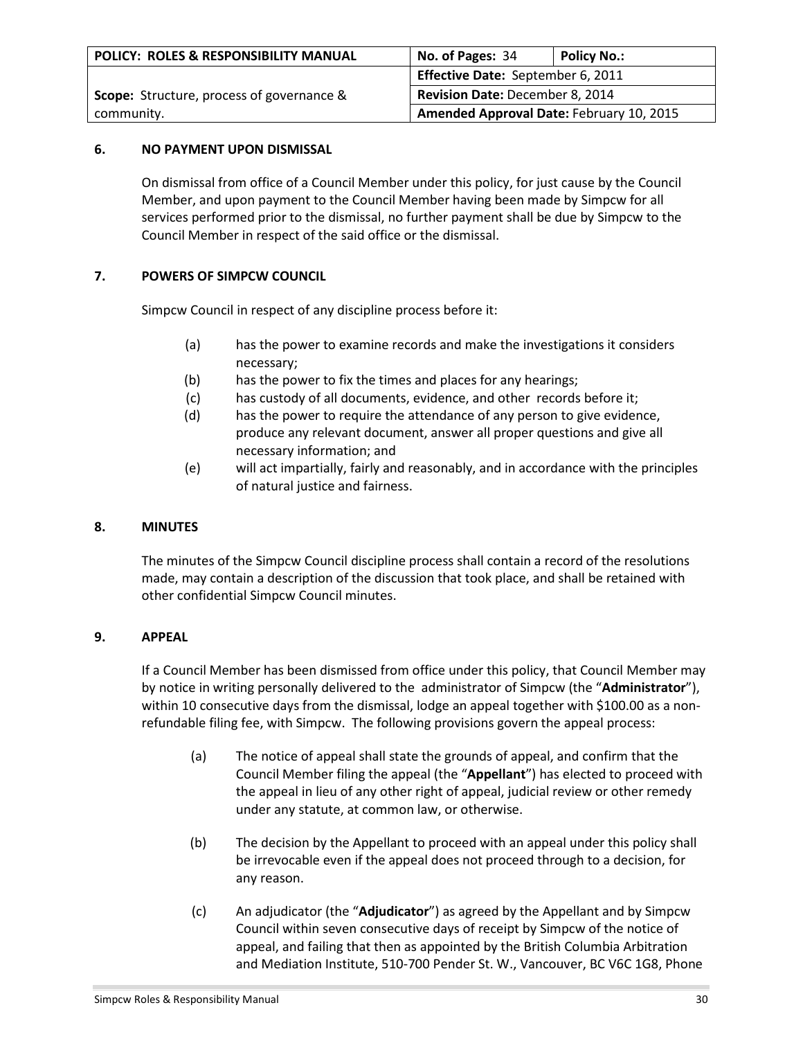## 6. NO PAYMENT UPON DISMISSAL

On dismissal from office of a Council Member under this policy, for just cause by the Council Member, and upon payment to the Council Member having been made by Simpcw for all services performed prior to the dismissal, no further payment shall be due by Simpcw to the Council Member in respect of the said office or the dismissal.

## 7. POWERS OF SIMPCW COUNCIL

Simpcw Council in respect of any discipline process before it:

(a) has the power to examine records and make the investigations it considers necessary;

(b) has the power to fix the times and places for any hearings;

(c) has custody of all documents, evidence, and other records before it;

(d) has the power to require the attendance of any person to give evidence, produce any relevant document, answer all proper questions and give all necessary information; and

(e) will act impartially, fairly and reasonably, and in accordance with the principles of natural justice and fairness.

## 8. MINUTES

The minutes of the Simpcw Council discipline process shall contain a record of the resolutions made, may contain a description of the discussion that took place, and shall be retained with other confidential Simpcw Council minutes.

## 9. APPEAL

If a Council Member has been dismissed from office under this policy, that Council Member may by notice in writing personally delivered to the administrator of Simpcw (the "**Administrator**"), within 10 consecutive days from the dismissal, lodge an appeal together with $100.00 as a non-refundable filing fee, with Simpcw. The following provisions govern the appeal process:

(a) The notice of appeal shall state the grounds of appeal, and confirm that the Council Member filing the appeal (the "**Appellant**") has elected to proceed with the appeal in lieu of any other right of appeal, judicial review or other remedy under any statute, at common law, or otherwise.

(b) The decision by the Appellant to proceed with an appeal under this policy shall be irrevocable even if the appeal does not proceed through to a decision, for any reason.

(c) An adjudicator (the "**Adjudicator**") as agreed by the Appellant and by Simpcw Council within seven consecutive days of receipt by Simpcw of the notice of appeal, and failing that then as appointed by the British Columbia Arbitration and Mediation Institute, 510-700 Pender St. W., Vancouver, BC V6C 1G8, Phone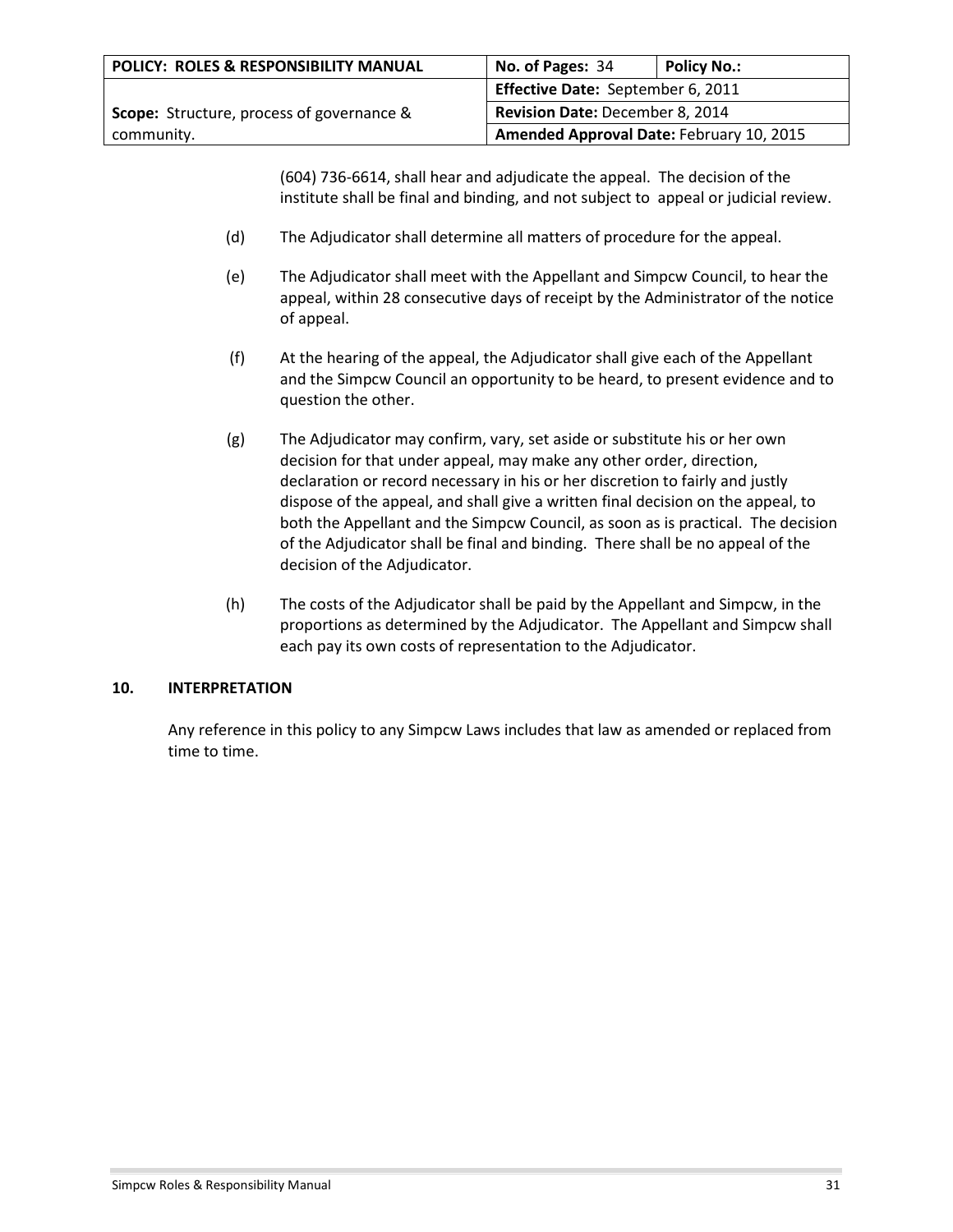(604) 736-6614, shall hear and adjudicate the appeal. The decision of the institute shall be final and binding, and not subject to appeal or judicial review.

(d) The Adjudicator shall determine all matters of procedure for the appeal.

(e) The Adjudicator shall meet with the Appellant and Simpcw Council, to hear the appeal, within 28 consecutive days of receipt by the Administrator of the notice of appeal.

(f) At the hearing of the appeal, the Adjudicator shall give each of the Appellant and the Simpcw Council an opportunity to be heard, to present evidence and to question the other.

(g) The Adjudicator may confirm, vary, set aside or substitute his or her own decision for that under appeal, may make any other order, direction, declaration or record necessary in his or her discretion to fairly and justly dispose of the appeal, and shall give a written final decision on the appeal, to both the Appellant and the Simpcw Council, as soon as is practical. The decision of the Adjudicator shall be final and binding. There shall be no appeal of the decision of the Adjudicator.

(h) The costs of the Adjudicator shall be paid by the Appellant and Simpcw, in the proportions as determined by the Adjudicator. The Appellant and Simpcw shall each pay its own costs of representation to the Adjudicator.

## 10. INTERPRETATION

Any reference in this policy to any Simpcw Laws includes that law as amended or replaced from time to time.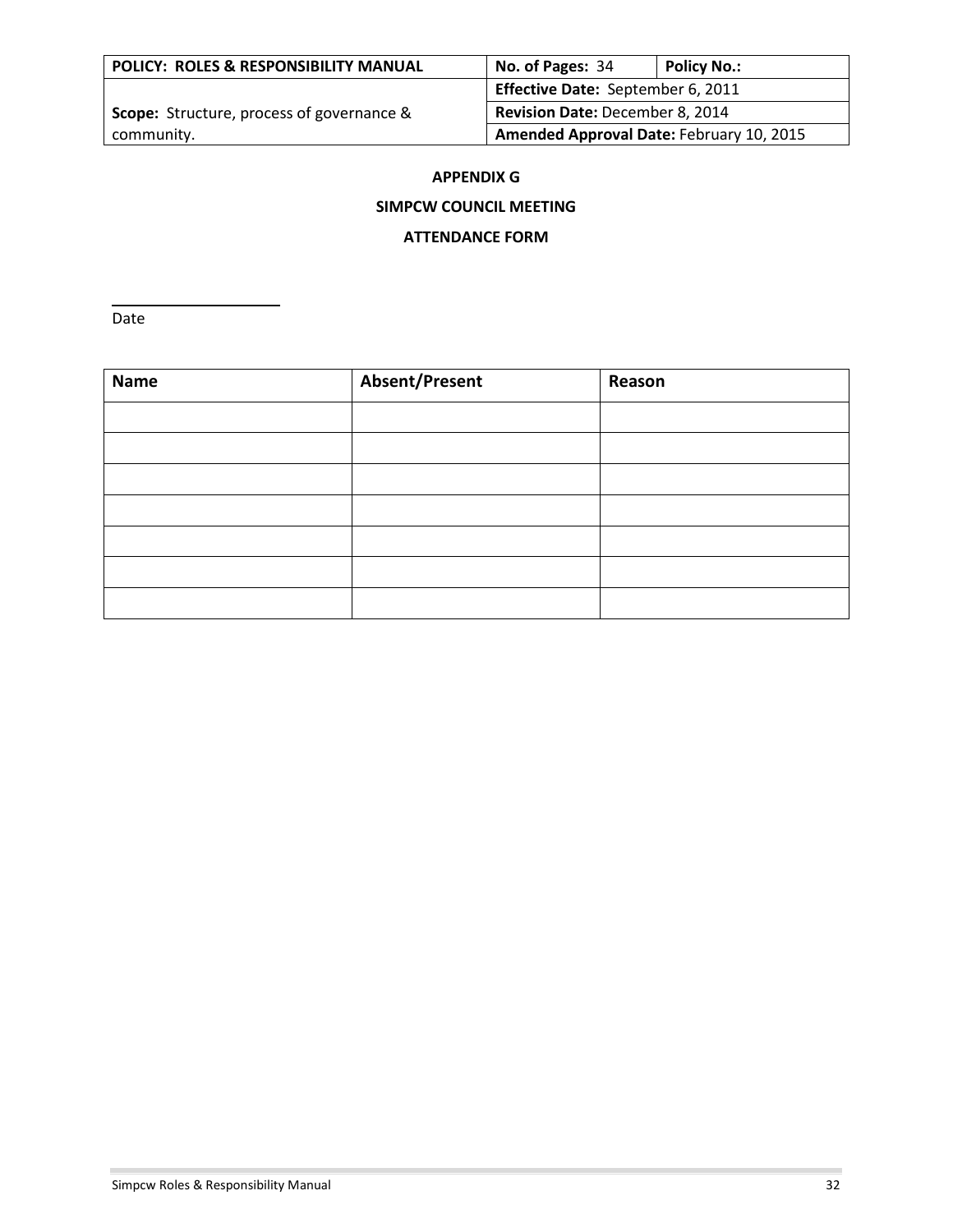| POLICY: ROLES & RESPONSIBILITY MANUAL | No. of Pages: 34 | Policy No.: |
|---|---|---|
| Scope: Structure, process of governance & community. | Effective Date: September 6, 2011 | |
| | Revision Date: December 8, 2014 | |
| | Amended Approval Date: February 10, 2015 | |

**APPENDIX G**

**SIMPCW COUNCIL MEETING**

**ATTENDANCE FORM**

\_\_\_\_\_\_\_\_\_\_\_\_\_\_\_\_\_\_\_\_

Date

| Name | Absent/Present | Reason |
|---|---|---|
| | | |
| | | |
| | | |
| | | |
| | | |
| | | |
| | | |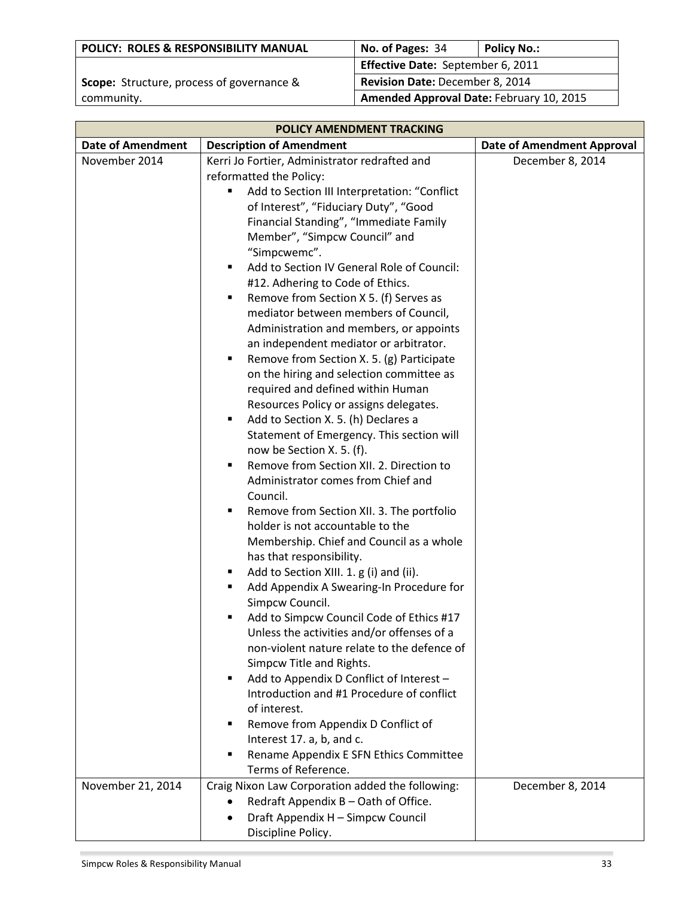| POLICY: ROLES & RESPONSIBILITY MANUAL | No. of Pages: 34 | Policy No.: |
|---|---|---|
| **Scope:** Structure, process of governance & community. | **Effective Date:** September 6, 2011 | |
| | **Revision Date:** December 8, 2014 | |
| | **Amended Approval Date:** February 10, 2015 | |

| POLICY AMENDMENT TRACKING | | |
|---|---|---|
| **Date of Amendment** | **Description of Amendment** | **Date of Amendment Approval** |
| November 2014 | Kerri Jo Fortier, Administrator redrafted and reformatted the Policy:<br>▪ Add to Section III Interpretation: "Conflict of Interest", "Fiduciary Duty", "Good Financial Standing", "Immediate Family Member", "Simpcw Council" and "Simpcwemc".<br>▪ Add to Section IV General Role of Council: #12. Adhering to Code of Ethics.<br>▪ Remove from Section X 5. (f) Serves as mediator between members of Council, Administration and members, or appoints an independent mediator or arbitrator.<br>▪ Remove from Section X. 5. (g) Participate on the hiring and selection committee as required and defined within Human Resources Policy or assigns delegates.<br>▪ Add to Section X. 5. (h) Declares a Statement of Emergency. This section will now be Section X. 5. (f).<br>▪ Remove from Section XII. 2. Direction to Administrator comes from Chief and Council.<br>▪ Remove from Section XII. 3. The portfolio holder is not accountable to the Membership. Chief and Council as a whole has that responsibility.<br>▪ Add to Section XIII. 1. g (i) and (ii).<br>▪ Add Appendix A Swearing-In Procedure for Simpcw Council.<br>▪ Add to Simpcw Council Code of Ethics #17 Unless the activities and/or offenses of a non-violent nature relate to the defence of Simpcw Title and Rights.<br>▪ Add to Appendix D Conflict of Interest – Introduction and #1 Procedure of conflict of interest.<br>▪ Remove from Appendix D Conflict of Interest 17. a, b, and c.<br>▪ Rename Appendix E SFN Ethics Committee Terms of Reference. | December 8, 2014 |
| November 21, 2014 | Craig Nixon Law Corporation added the following:<br>• Redraft Appendix B – Oath of Office.<br>• Draft Appendix H – Simpcw Council Discipline Policy. | December 8, 2014 |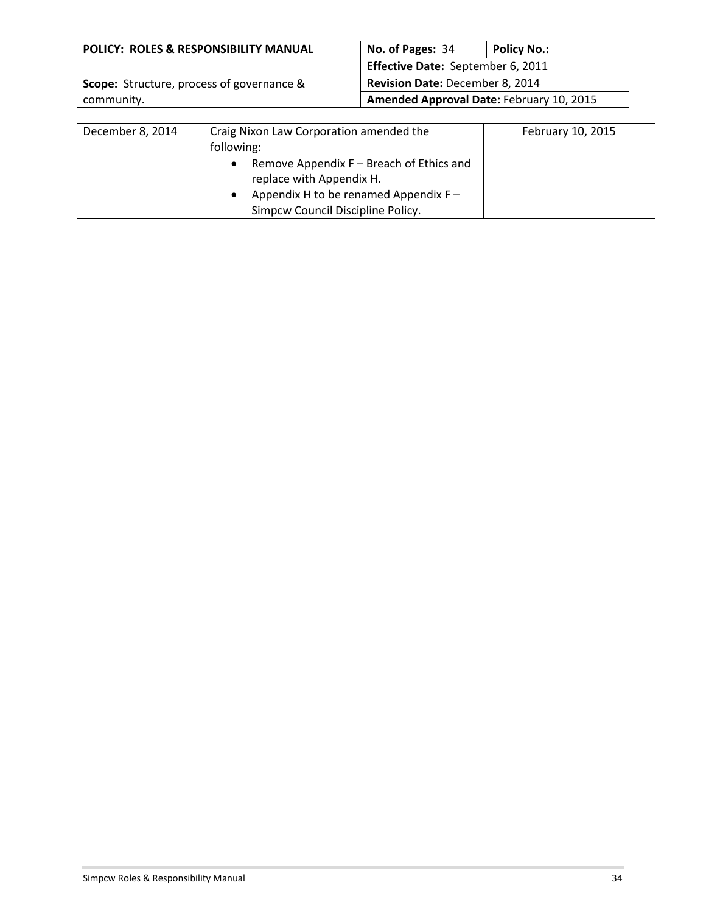| | | |
|---|---|---|
| December 8, 2014 | Craig Nixon Law Corporation amended the following:<br>• Remove Appendix F – Breach of Ethics and replace with Appendix H.<br>• Appendix H to be renamed Appendix F – Simpcw Council Discipline Policy. | February 10, 2015 |